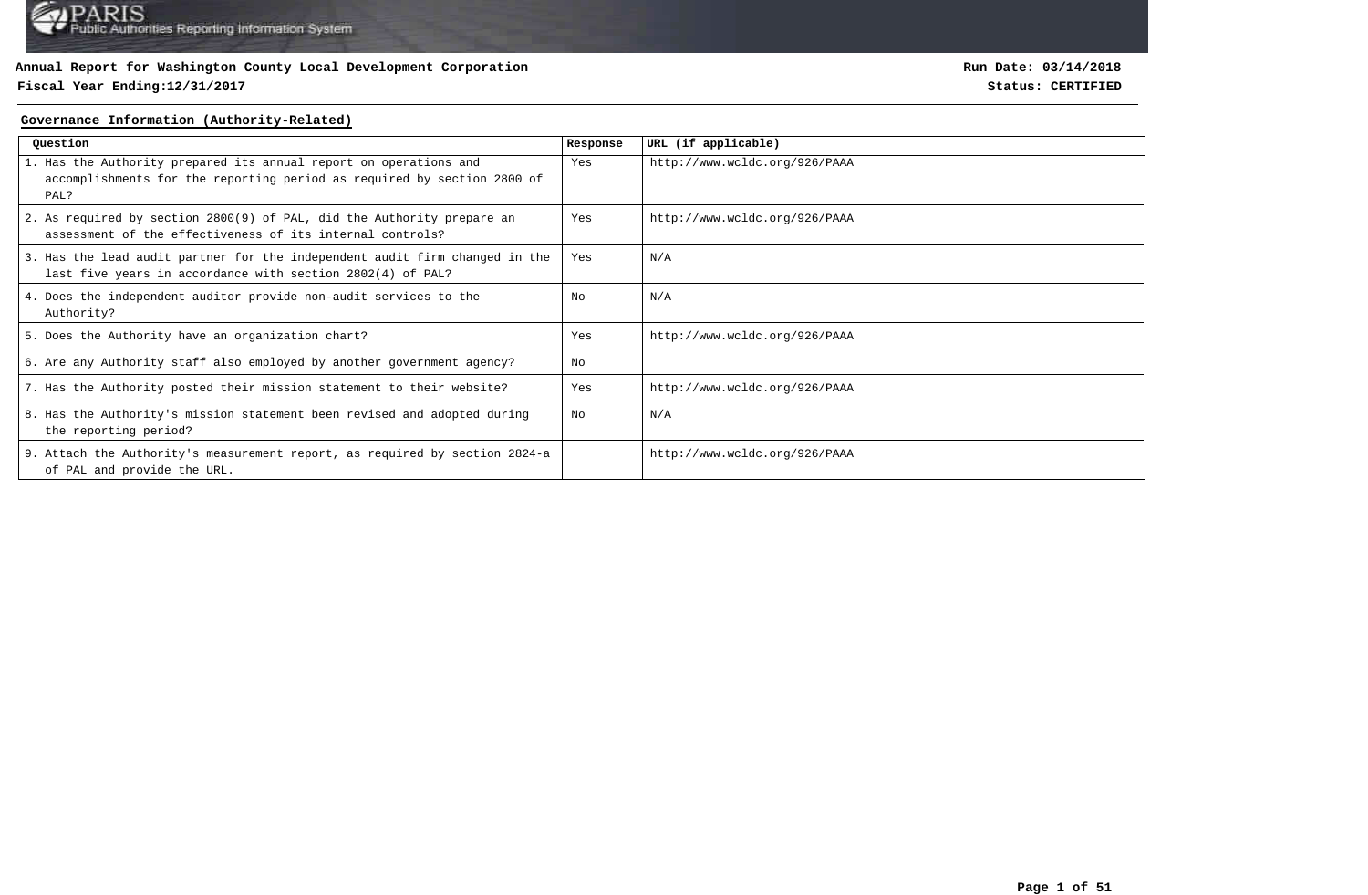**Annual Report for Washington County Local Development Corporation**

**Fiscal Year Ending:12/31/2017**

**Run Date: 03/14/2018**

**Status: CERTIFIED**

## Governance Information (Authority-Related)

| Question | Response | URL (if applicable) |
|---|---|---|
| 1. Has the Authority prepared its annual report on operations and accomplishments for the reporting period as required by section 2800 of PAL? | Yes | http://www.wcldc.org/926/PAAA |
| 2. As required by section 2800(9) of PAL, did the Authority prepare an assessment of the effectiveness of its internal controls? | Yes | http://www.wcldc.org/926/PAAA |
| 3. Has the lead audit partner for the independent audit firm changed in the last five years in accordance with section 2802(4) of PAL? | Yes | N/A |
| 4. Does the independent auditor provide non-audit services to the Authority? | No | N/A |
| 5. Does the Authority have an organization chart? | Yes | http://www.wcldc.org/926/PAAA |
| 6. Are any Authority staff also employed by another government agency? | No | |
| 7. Has the Authority posted their mission statement to their website? | Yes | http://www.wcldc.org/926/PAAA |
| 8. Has the Authority's mission statement been revised and adopted during the reporting period? | No | N/A |
| 9. Attach the Authority's measurement report, as required by section 2824-a of PAL and provide the URL. | | http://www.wcldc.org/926/PAAA |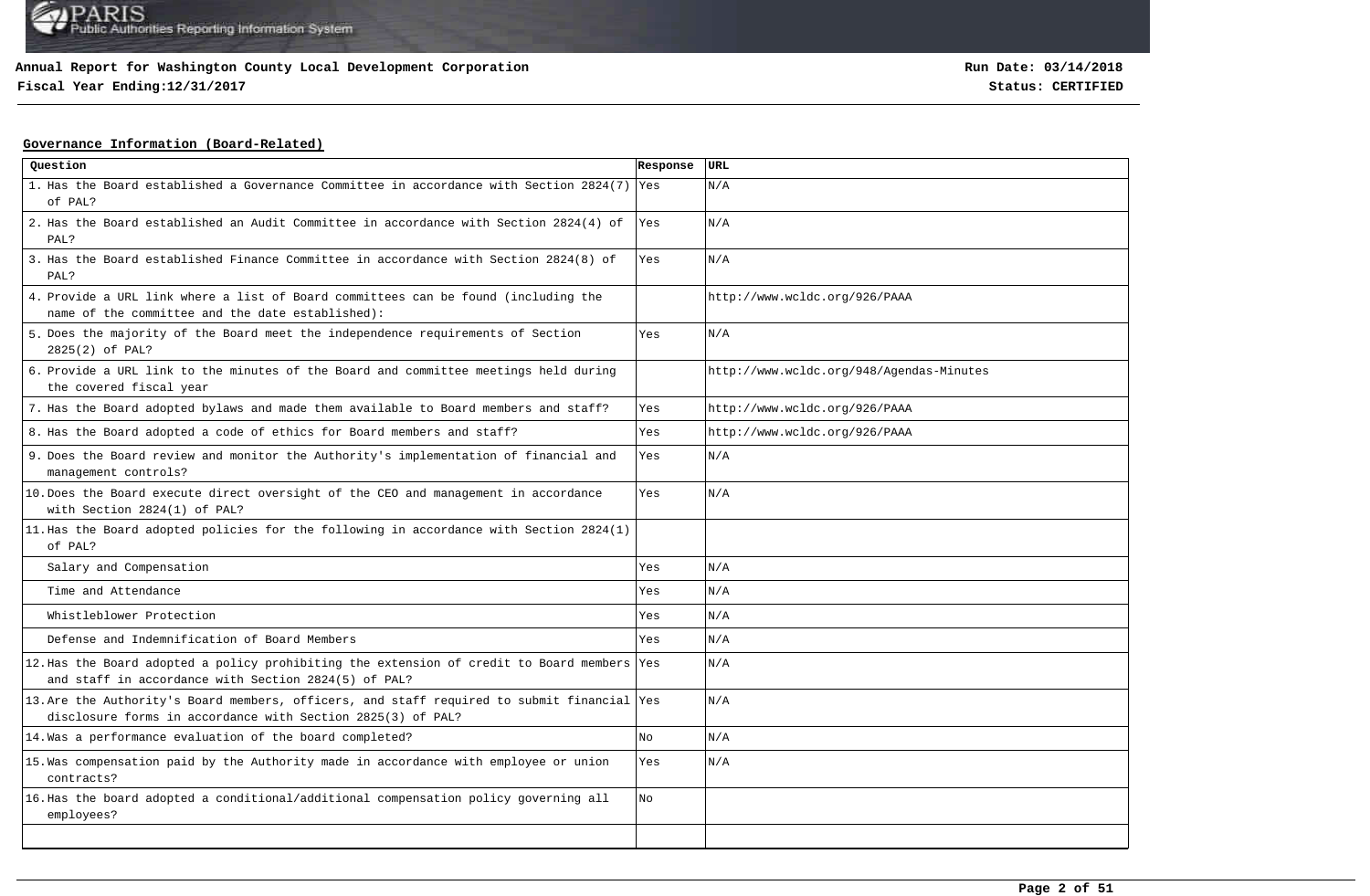**Annual Report for Washington County Local Development Corporation**
**Fiscal Year Ending:12/31/2017**

**Run Date: 03/14/2018**
**Status: CERTIFIED**

## Governance Information (Board-Related)

| Question | Response | URL |
|---|---|---|
| 1. Has the Board established a Governance Committee in accordance with Section 2824(7) of PAL? | Yes | N/A |
| 2. Has the Board established an Audit Committee in accordance with Section 2824(4) of PAL? | Yes | N/A |
| 3. Has the Board established Finance Committee in accordance with Section 2824(8) of PAL? | Yes | N/A |
| 4. Provide a URL link where a list of Board committees can be found (including the name of the committee and the date established): | | http://www.wcldc.org/926/PAAA |
| 5. Does the majority of the Board meet the independence requirements of Section 2825(2) of PAL? | Yes | N/A |
| 6. Provide a URL link to the minutes of the Board and committee meetings held during the covered fiscal year | | http://www.wcldc.org/948/Agendas-Minutes |
| 7. Has the Board adopted bylaws and made them available to Board members and staff? | Yes | http://www.wcldc.org/926/PAAA |
| 8. Has the Board adopted a code of ethics for Board members and staff? | Yes | http://www.wcldc.org/926/PAAA |
| 9. Does the Board review and monitor the Authority's implementation of financial and management controls? | Yes | N/A |
| 10. Does the Board execute direct oversight of the CEO and management in accordance with Section 2824(1) of PAL? | Yes | N/A |
| 11. Has the Board adopted policies for the following in accordance with Section 2824(1) of PAL? | | |
| Salary and Compensation | Yes | N/A |
| Time and Attendance | Yes | N/A |
| Whistleblower Protection | Yes | N/A |
| Defense and Indemnification of Board Members | Yes | N/A |
| 12. Has the Board adopted a policy prohibiting the extension of credit to Board members and staff in accordance with Section 2824(5) of PAL? | Yes | N/A |
| 13. Are the Authority's Board members, officers, and staff required to submit financial disclosure forms in accordance with Section 2825(3) of PAL? | Yes | N/A |
| 14. Was a performance evaluation of the board completed? | No | N/A |
| 15. Was compensation paid by the Authority made in accordance with employee or union contracts? | Yes | N/A |
| 16. Has the board adopted a conditional/additional compensation policy governing all employees? | No | |
| | | |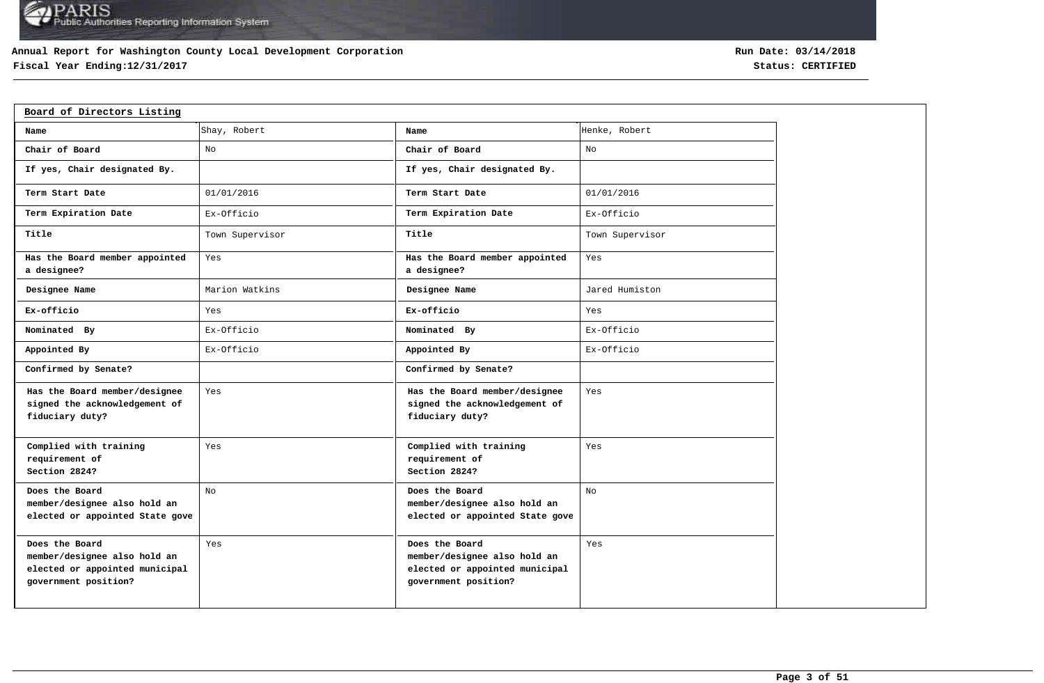Annual Report for Washington County Local Development Corporation
Fiscal Year Ending:12/31/2017

Run Date: 03/14/2018
Status: CERTIFIED

## Board of Directors Listing

| Name | Shay, Robert | Name | Henke, Robert |
|---|---|---|---|
| Chair of Board | No | Chair of Board | No |
| If yes, Chair designated By. | | If yes, Chair designated By. | |
| Term Start Date | 01/01/2016 | Term Start Date | 01/01/2016 |
| Term Expiration Date | Ex-Officio | Term Expiration Date | Ex-Officio |
| Title | Town Supervisor | Title | Town Supervisor |
| Has the Board member appointed a designee? | Yes | Has the Board member appointed a designee? | Yes |
| Designee Name | Marion Watkins | Designee Name | Jared Humiston |
| Ex-officio | Yes | Ex-officio | Yes |
| Nominated By | Ex-Officio | Nominated By | Ex-Officio |
| Appointed By | Ex-Officio | Appointed By | Ex-Officio |
| Confirmed by Senate? | | Confirmed by Senate? | |
| Has the Board member/designee signed the acknowledgement of fiduciary duty? | Yes | Has the Board member/designee signed the acknowledgement of fiduciary duty? | Yes |
| Complied with training requirement of Section 2824? | Yes | Complied with training requirement of Section 2824? | Yes |
| Does the Board member/designee also hold an elected or appointed State gove | No | Does the Board member/designee also hold an elected or appointed State gove | No |
| Does the Board member/designee also hold an elected or appointed municipal government position? | Yes | Does the Board member/designee also hold an elected or appointed municipal government position? | Yes |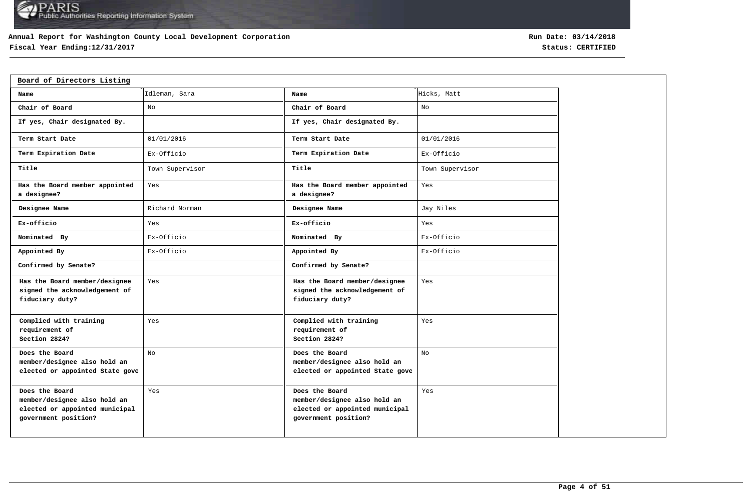Annual Report for Washington County Local Development Corporation

Fiscal Year Ending:12/31/2017

Run Date: 03/14/2018

Status: CERTIFIED

## Board of Directors Listing

| Name | Idleman, Sara | Name | Hicks, Matt |
|---|---|---|---|
| Chair of Board | No | Chair of Board | No |
| If yes, Chair designated By. | | If yes, Chair designated By. | |
| Term Start Date | 01/01/2016 | Term Start Date | 01/01/2016 |
| Term Expiration Date | Ex-Officio | Term Expiration Date | Ex-Officio |
| Title | Town Supervisor | Title | Town Supervisor |
| Has the Board member appointed a designee? | Yes | Has the Board member appointed a designee? | Yes |
| Designee Name | Richard Norman | Designee Name | Jay Niles |
| Ex-officio | Yes | Ex-officio | Yes |
| Nominated By | Ex-Officio | Nominated By | Ex-Officio |
| Appointed By | Ex-Officio | Appointed By | Ex-Officio |
| Confirmed by Senate? | | Confirmed by Senate? | |
| Has the Board member/designee signed the acknowledgement of fiduciary duty? | Yes | Has the Board member/designee signed the acknowledgement of fiduciary duty? | Yes |
| Complied with training requirement of Section 2824? | Yes | Complied with training requirement of Section 2824? | Yes |
| Does the Board member/designee also hold an elected or appointed State gove | No | Does the Board member/designee also hold an elected or appointed State gove | No |
| Does the Board member/designee also hold an elected or appointed municipal government position? | Yes | Does the Board member/designee also hold an elected or appointed municipal government position? | Yes |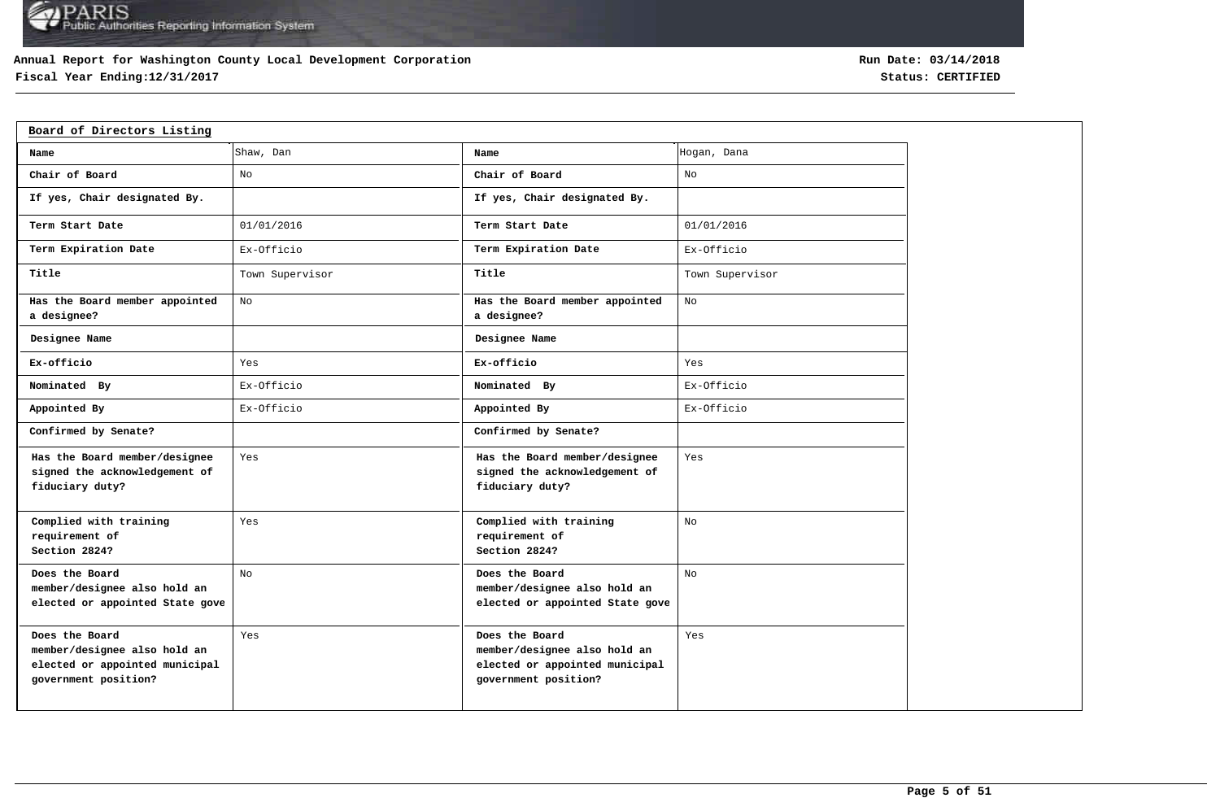**Annual Report for Washington County Local Development Corporation**
**Fiscal Year Ending:12/31/2017**

**Run Date: 03/14/2018**
**Status: CERTIFIED**

## Board of Directors Listing

| Name | Shaw, Dan | Name | Hogan, Dana |
|---|---|---|---|
| Chair of Board | No | Chair of Board | No |
| If yes, Chair designated By. | | If yes, Chair designated By. | |
| Term Start Date | 01/01/2016 | Term Start Date | 01/01/2016 |
| Term Expiration Date | Ex-Officio | Term Expiration Date | Ex-Officio |
| Title | Town Supervisor | Title | Town Supervisor |
| Has the Board member appointed a designee? | No | Has the Board member appointed a designee? | No |
| Designee Name | | Designee Name | |
| Ex-officio | Yes | Ex-officio | Yes |
| Nominated By | Ex-Officio | Nominated By | Ex-Officio |
| Appointed By | Ex-Officio | Appointed By | Ex-Officio |
| Confirmed by Senate? | | Confirmed by Senate? | |
| Has the Board member/designee signed the acknowledgement of fiduciary duty? | Yes | Has the Board member/designee signed the acknowledgement of fiduciary duty? | Yes |
| Complied with training requirement of Section 2824? | Yes | Complied with training requirement of Section 2824? | No |
| Does the Board member/designee also hold an elected or appointed State gove | No | Does the Board member/designee also hold an elected or appointed State gove | No |
| Does the Board member/designee also hold an elected or appointed municipal government position? | Yes | Does the Board member/designee also hold an elected or appointed municipal government position? | Yes |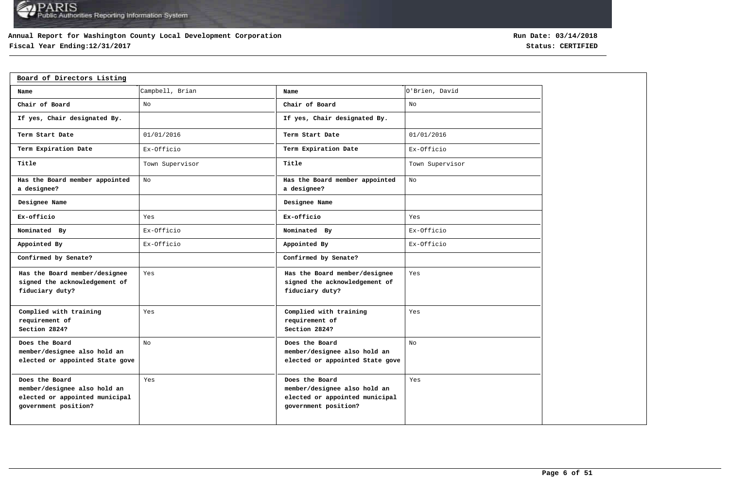**Annual Report for Washington County Local Development Corporation**
**Fiscal Year Ending:12/31/2017**

**Run Date: 03/14/2018**
**Status: CERTIFIED**

## Board of Directors Listing

| Name | Campbell, Brian | Name | O'Brien, David |
|---|---|---|---|
| Chair of Board | No | Chair of Board | No |
| If yes, Chair designated By. | | If yes, Chair designated By. | |
| Term Start Date | 01/01/2016 | Term Start Date | 01/01/2016 |
| Term Expiration Date | Ex-Officio | Term Expiration Date | Ex-Officio |
| Title | Town Supervisor | Title | Town Supervisor |
| Has the Board member appointed a designee? | No | Has the Board member appointed a designee? | No |
| Designee Name | | Designee Name | |
| Ex-officio | Yes | Ex-officio | Yes |
| Nominated By | Ex-Officio | Nominated By | Ex-Officio |
| Appointed By | Ex-Officio | Appointed By | Ex-Officio |
| Confirmed by Senate? | | Confirmed by Senate? | |
| Has the Board member/designee signed the acknowledgement of fiduciary duty? | Yes | Has the Board member/designee signed the acknowledgement of fiduciary duty? | Yes |
| Complied with training requirement of Section 2824? | Yes | Complied with training requirement of Section 2824? | Yes |
| Does the Board member/designee also hold an elected or appointed State gove | No | Does the Board member/designee also hold an elected or appointed State gove | No |
| Does the Board member/designee also hold an elected or appointed municipal government position? | Yes | Does the Board member/designee also hold an elected or appointed municipal government position? | Yes |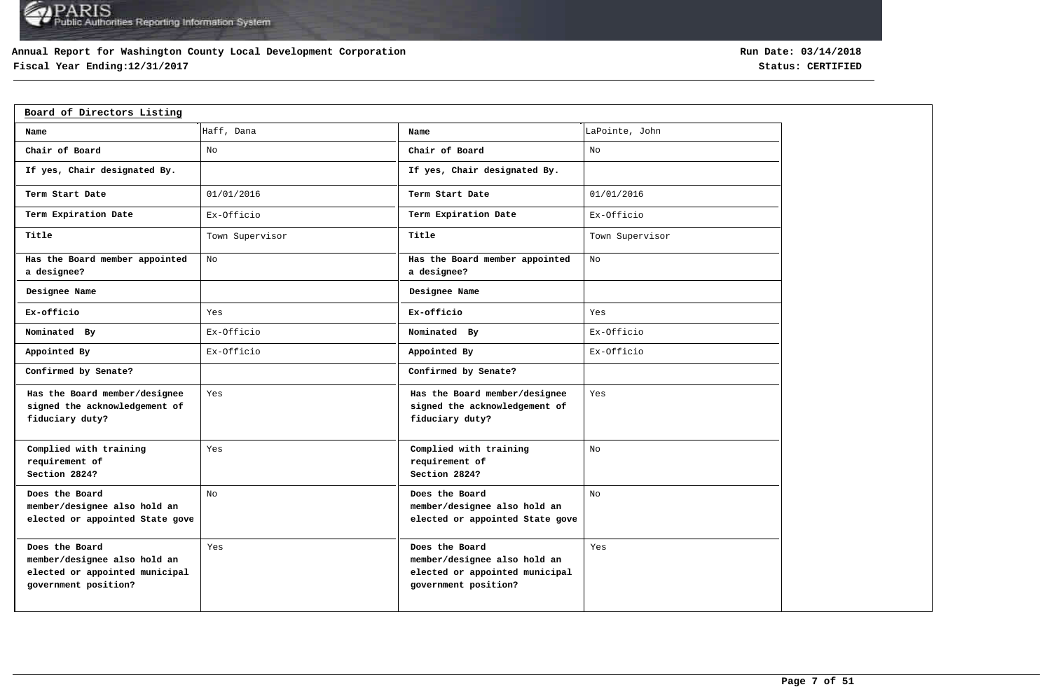**Annual Report for Washington County Local Development Corporation**
**Fiscal Year Ending:12/31/2017**

**Run Date: 03/14/2018**
**Status: CERTIFIED**

## Board of Directors Listing

| Name | Haff, Dana | Name | LaPointe, John |
|---|---|---|---|
| Chair of Board | No | Chair of Board | No |
| If yes, Chair designated By. | | If yes, Chair designated By. | |
| Term Start Date | 01/01/2016 | Term Start Date | 01/01/2016 |
| Term Expiration Date | Ex-Officio | Term Expiration Date | Ex-Officio |
| Title | Town Supervisor | Title | Town Supervisor |
| Has the Board member appointed a designee? | No | Has the Board member appointed a designee? | No |
| Designee Name | | Designee Name | |
| Ex-officio | Yes | Ex-officio | Yes |
| Nominated By | Ex-Officio | Nominated By | Ex-Officio |
| Appointed By | Ex-Officio | Appointed By | Ex-Officio |
| Confirmed by Senate? | | Confirmed by Senate? | |
| Has the Board member/designee signed the acknowledgement of fiduciary duty? | Yes | Has the Board member/designee signed the acknowledgement of fiduciary duty? | Yes |
| Complied with training requirement of Section 2824? | Yes | Complied with training requirement of Section 2824? | No |
| Does the Board member/designee also hold an elected or appointed State gove | No | Does the Board member/designee also hold an elected or appointed State gove | No |
| Does the Board member/designee also hold an elected or appointed municipal government position? | Yes | Does the Board member/designee also hold an elected or appointed municipal government position? | Yes |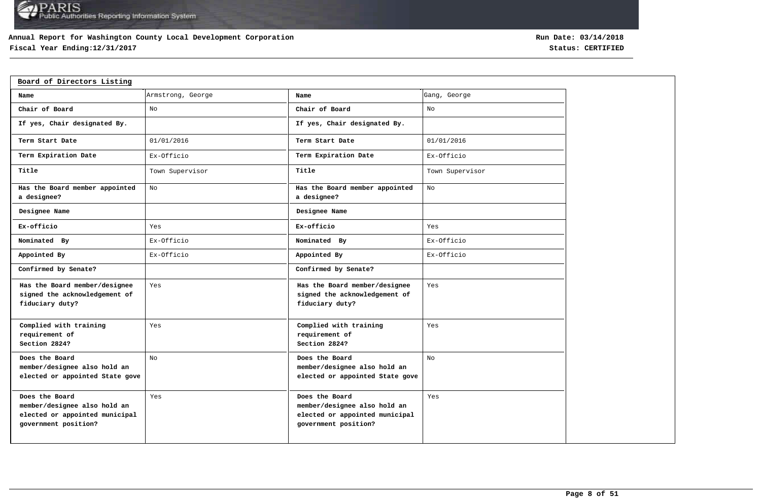**Annual Report for Washington County Local Development Corporation**
**Fiscal Year Ending:12/31/2017**

**Run Date: 03/14/2018**
**Status: CERTIFIED**

## Board of Directors Listing

| Name | Armstrong, George | Name | Gang, George |
|---|---|---|---|
| Chair of Board | No | Chair of Board | No |
| If yes, Chair designated By. | | If yes, Chair designated By. | |
| Term Start Date | 01/01/2016 | Term Start Date | 01/01/2016 |
| Term Expiration Date | Ex-Officio | Term Expiration Date | Ex-Officio |
| Title | Town Supervisor | Title | Town Supervisor |
| Has the Board member appointed a designee? | No | Has the Board member appointed a designee? | No |
| Designee Name | | Designee Name | |
| Ex-officio | Yes | Ex-officio | Yes |
| Nominated By | Ex-Officio | Nominated By | Ex-Officio |
| Appointed By | Ex-Officio | Appointed By | Ex-Officio |
| Confirmed by Senate? | | Confirmed by Senate? | |
| Has the Board member/designee signed the acknowledgement of fiduciary duty? | Yes | Has the Board member/designee signed the acknowledgement of fiduciary duty? | Yes |
| Complied with training requirement of Section 2824? | Yes | Complied with training requirement of Section 2824? | Yes |
| Does the Board member/designee also hold an elected or appointed State gove | No | Does the Board member/designee also hold an elected or appointed State gove | No |
| Does the Board member/designee also hold an elected or appointed municipal government position? | Yes | Does the Board member/designee also hold an elected or appointed municipal government position? | Yes |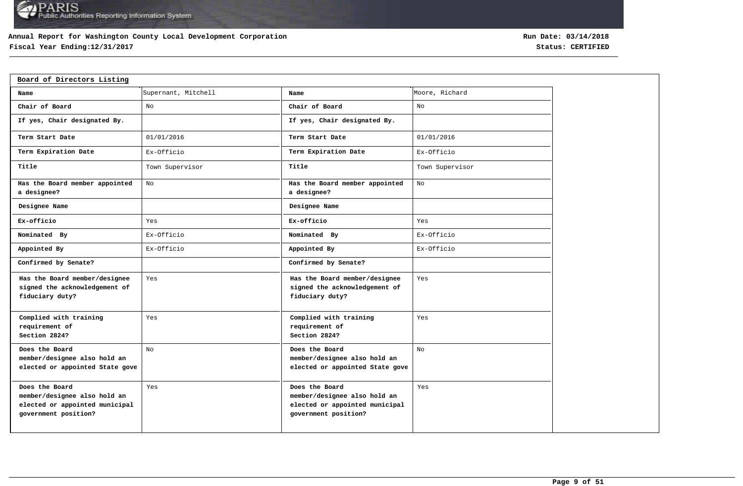**Annual Report for Washington County Local Development Corporation**
**Fiscal Year Ending:12/31/2017**

**Run Date: 03/14/2018**
**Status: CERTIFIED**

## Board of Directors Listing

| Name | Supernant, Mitchell | Name | Moore, Richard |
|---|---|---|---|
| Chair of Board | No | Chair of Board | No |
| If yes, Chair designated By. | | If yes, Chair designated By. | |
| Term Start Date | 01/01/2016 | Term Start Date | 01/01/2016 |
| Term Expiration Date | Ex-Officio | Term Expiration Date | Ex-Officio |
| Title | Town Supervisor | Title | Town Supervisor |
| Has the Board member appointed a designee? | No | Has the Board member appointed a designee? | No |
| Designee Name | | Designee Name | |
| Ex-officio | Yes | Ex-officio | Yes |
| Nominated By | Ex-Officio | Nominated By | Ex-Officio |
| Appointed By | Ex-Officio | Appointed By | Ex-Officio |
| Confirmed by Senate? | | Confirmed by Senate? | |
| Has the Board member/designee signed the acknowledgement of fiduciary duty? | Yes | Has the Board member/designee signed the acknowledgement of fiduciary duty? | Yes |
| Complied with training requirement of Section 2824? | Yes | Complied with training requirement of Section 2824? | Yes |
| Does the Board member/designee also hold an elected or appointed State gove | No | Does the Board member/designee also hold an elected or appointed State gove | No |
| Does the Board member/designee also hold an elected or appointed municipal government position? | Yes | Does the Board member/designee also hold an elected or appointed municipal government position? | Yes |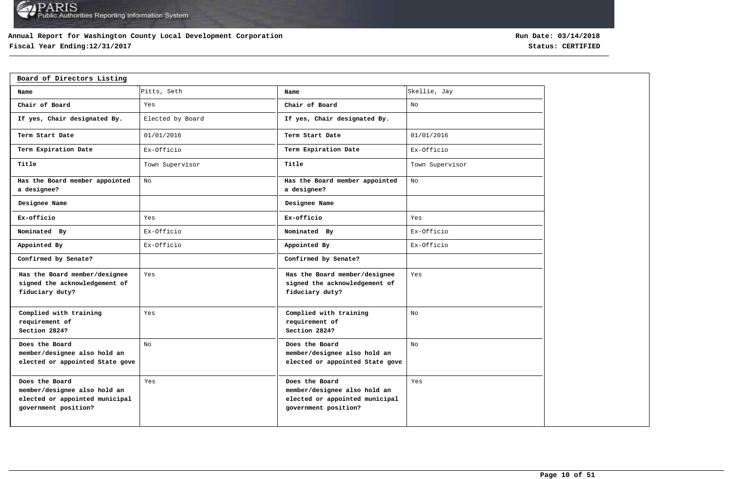**Annual Report for Washington County Local Development Corporation**

**Fiscal Year Ending:12/31/2017**

**Run Date: 03/14/2018**

**Status: CERTIFIED**

## Board of Directors Listing

| | | | |
|---|---|---|---|
| **Name** | Pitts, Seth | **Name** | Skellie, Jay |
| **Chair of Board** | Yes | **Chair of Board** | No |
| **If yes, Chair designated By.** | Elected by Board | **If yes, Chair designated By.** | |
| **Term Start Date** | 01/01/2016 | **Term Start Date** | 01/01/2016 |
| **Term Expiration Date** | Ex-Officio | **Term Expiration Date** | Ex-Officio |
| **Title** | Town Supervisor | **Title** | Town Supervisor |
| **Has the Board member appointed a designee?** | No | **Has the Board member appointed a designee?** | No |
| **Designee Name** | | **Designee Name** | |
| **Ex-officio** | Yes | **Ex-officio** | Yes |
| **Nominated By** | Ex-Officio | **Nominated By** | Ex-Officio |
| **Appointed By** | Ex-Officio | **Appointed By** | Ex-Officio |
| **Confirmed by Senate?** | | **Confirmed by Senate?** | |
| **Has the Board member/designee signed the acknowledgement of fiduciary duty?** | Yes | **Has the Board member/designee signed the acknowledgement of fiduciary duty?** | Yes |
| **Complied with training requirement of Section 2824?** | Yes | **Complied with training requirement of Section 2824?** | No |
| **Does the Board member/designee also hold an elected or appointed State gove** | No | **Does the Board member/designee also hold an elected or appointed State gove** | No |
| **Does the Board member/designee also hold an elected or appointed municipal government position?** | Yes | **Does the Board member/designee also hold an elected or appointed municipal government position?** | Yes |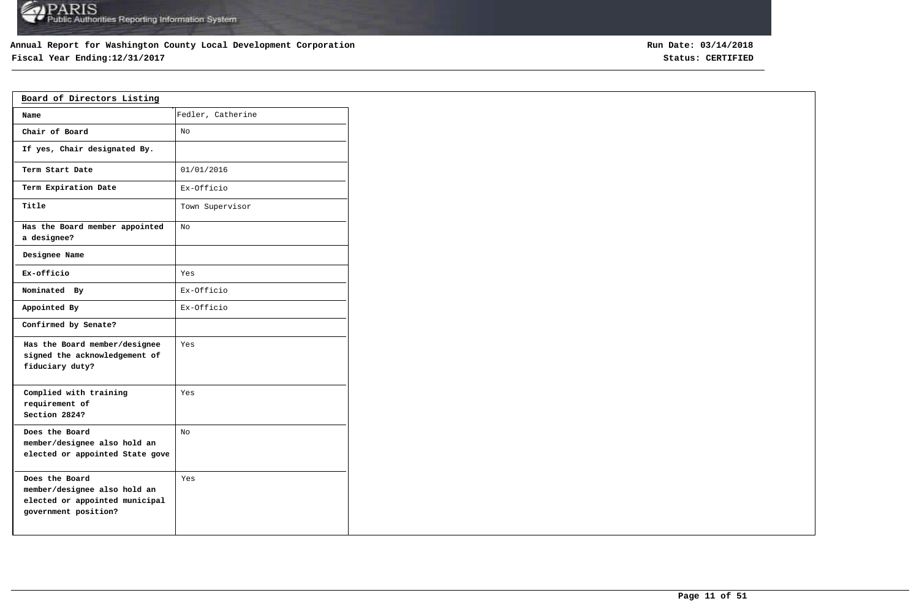**Annual Report for Washington County Local Development Corporation**

**Fiscal Year Ending:12/31/2017**

**Run Date: 03/14/2018**

**Status: CERTIFIED**

## Board of Directors Listing

| Name | Fedler, Catherine |
|---|---|
| Chair of Board | No |
| If yes, Chair designated By. | |
| Term Start Date | 01/01/2016 |
| Term Expiration Date | Ex-Officio |
| Title | Town Supervisor |
| Has the Board member appointed a designee? | No |
| Designee Name | |
| Ex-officio | Yes |
| Nominated By | Ex-Officio |
| Appointed By | Ex-Officio |
| Confirmed by Senate? | |
| Has the Board member/designee signed the acknowledgement of fiduciary duty? | Yes |
| Complied with training requirement of Section 2824? | Yes |
| Does the Board member/designee also hold an elected or appointed State gove | No |
| Does the Board member/designee also hold an elected or appointed municipal government position? | Yes |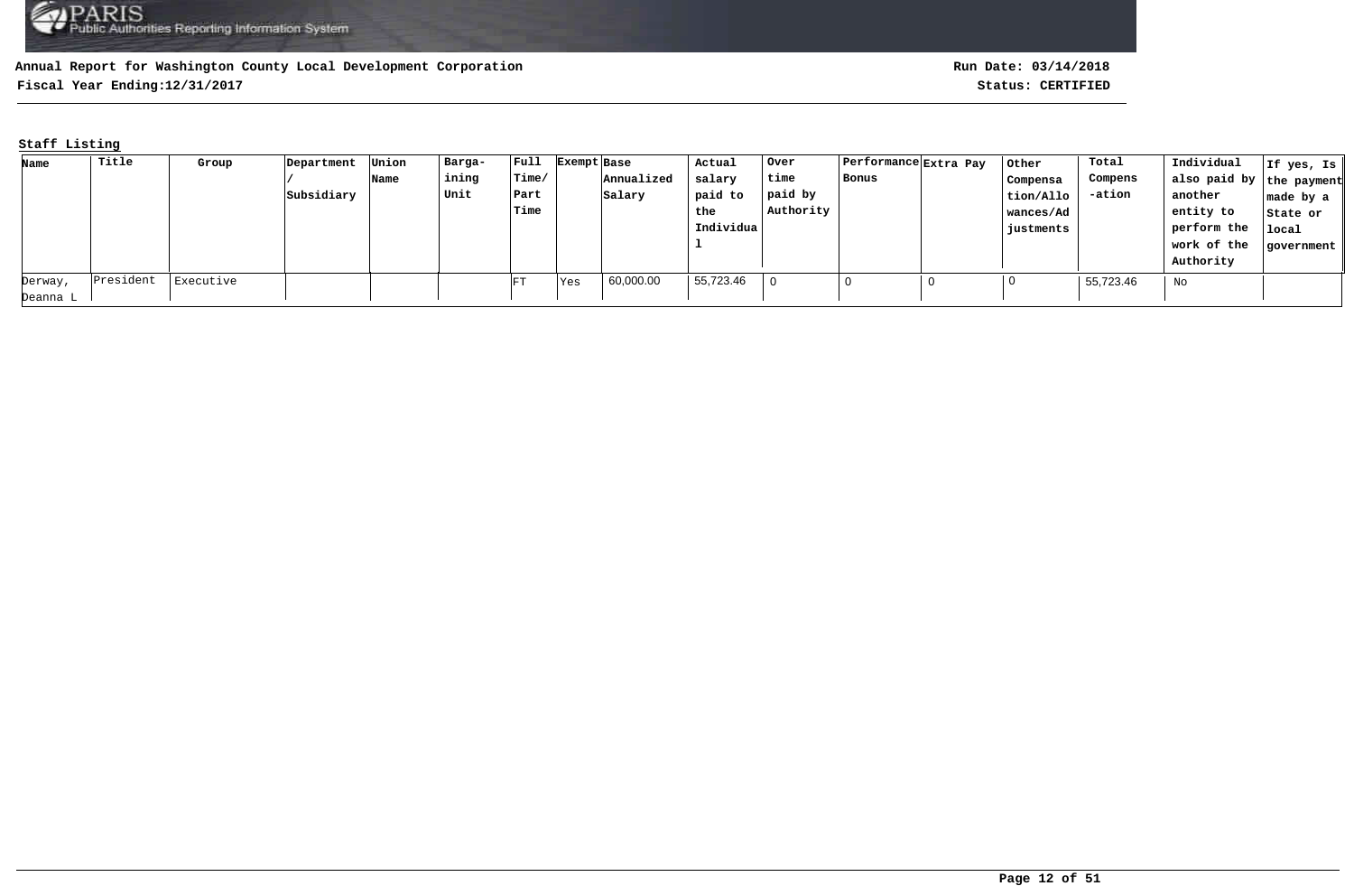**Annual Report for Washington County Local Development Corporation**

**Fiscal Year Ending:12/31/2017**

**Run Date: 03/14/2018**

**Status: CERTIFIED**

**Staff Listing**

| Name | Title | Group | Department / Subsidiary | Union Name | Barga-ining Unit | Full Time/ Part Time | Exempt | Base Annualized Salary | Actual salary paid to the Individual | Over time paid by Authority | Performance Bonus | Extra Pay | Other Compensation/Allowances/Adjustments | Total Compens-ation | Individual also paid by another entity to perform the work of the Authority | If yes, Is the payment made by a State or local government |
|---|---|---|---|---|---|---|---|---|---|---|---|---|---|---|---|---|
| Derway, Deanna L | President | Executive | | | | FT | Yes | 60,000.00 | 55,723.46 | 0 | 0 | 0 | 0 | 55,723.46 | No | |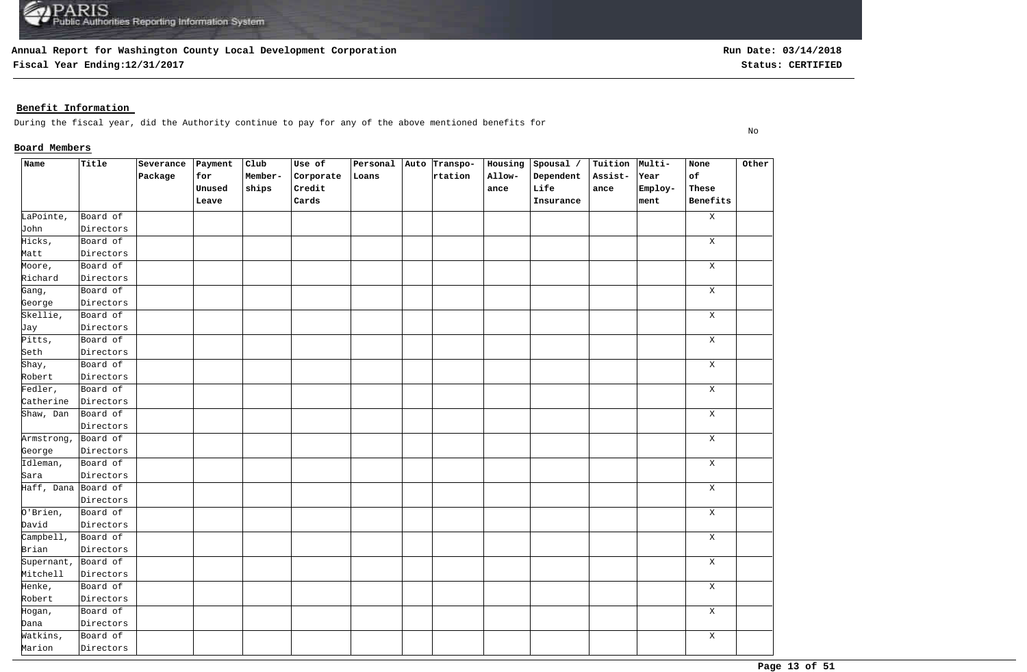**Annual Report for Washington County Local Development Corporation**

**Fiscal Year Ending:12/31/2017**

**Run Date: 03/14/2018**

**Status: CERTIFIED**

## Benefit Information

During the fiscal year, did the Authority continue to pay for any of the above mentioned benefits for — No

### Board Members

| Name | Title | Severance Package | Payment for Unused Leave | Club Member-ships | Use of Corporate Credit Cards | Personal Loans | Auto | Transpo-rtation | Housing Allow-ance | Spousal / Dependent Life Insurance | Tuition Assist-ance | Multi-Year Employ-ment | None of These Benefits | Other |
|---|---|---|---|---|---|---|---|---|---|---|---|---|---|---|
| LaPointe, John | Board of Directors | | | | | | | | | | | | X | |
| Hicks, Matt | Board of Directors | | | | | | | | | | | | X | |
| Moore, Richard | Board of Directors | | | | | | | | | | | | X | |
| Gang, George | Board of Directors | | | | | | | | | | | | X | |
| Skellie, Jay | Board of Directors | | | | | | | | | | | | X | |
| Pitts, Seth | Board of Directors | | | | | | | | | | | | X | |
| Shay, Robert | Board of Directors | | | | | | | | | | | | X | |
| Fedler, Catherine | Board of Directors | | | | | | | | | | | | X | |
| Shaw, Dan | Board of Directors | | | | | | | | | | | | X | |
| Armstrong, George | Board of Directors | | | | | | | | | | | | X | |
| Idleman, Sara | Board of Directors | | | | | | | | | | | | X | |
| Haff, Dana | Board of Directors | | | | | | | | | | | | X | |
| O'Brien, David | Board of Directors | | | | | | | | | | | | X | |
| Campbell, Brian | Board of Directors | | | | | | | | | | | | X | |
| Supernant, Mitchell | Board of Directors | | | | | | | | | | | | X | |
| Henke, Robert | Board of Directors | | | | | | | | | | | | X | |
| Hogan, Dana | Board of Directors | | | | | | | | | | | | X | |
| Watkins, Marion | Board of Directors | | | | | | | | | | | | X | |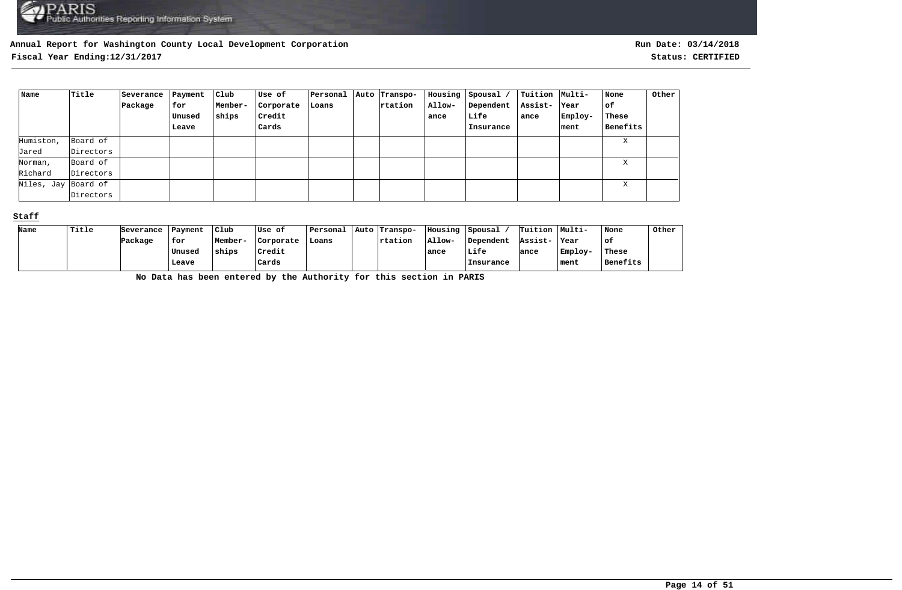**Annual Report for Washington County Local Development Corporation**

**Fiscal Year Ending:12/31/2017**

**Run Date: 03/14/2018**

**Status: CERTIFIED**

| Name | Title | Severance Package | Payment for Unused Leave | Club Member-ships | Use of Corporate Credit Cards | Personal Loans | Auto | Transpo-rtation | Housing Allow-ance | Spousal / Dependent Life Insurance | Tuition Assist-ance | Multi-Year Employ-ment | None of These Benefits | Other |
|---|---|---|---|---|---|---|---|---|---|---|---|---|---|---|
| Humiston, Jared | Board of Directors | | | | | | | | | | | | X | |
| Norman, Richard | Board of Directors | | | | | | | | | | | | X | |
| Niles, Jay | Board of Directors | | | | | | | | | | | | X | |

**Staff**

| Name | Title | Severance Package | Payment for Unused Leave | Club Member-ships | Use of Corporate Credit Cards | Personal Loans | Auto | Transpo-rtation | Housing Allow-ance | Spousal / Dependent Life Insurance | Tuition Assist-ance | Multi-Year Employ-ment | None of These Benefits | Other |
|---|---|---|---|---|---|---|---|---|---|---|---|---|---|---|

**No Data has been entered by the Authority for this section in PARIS**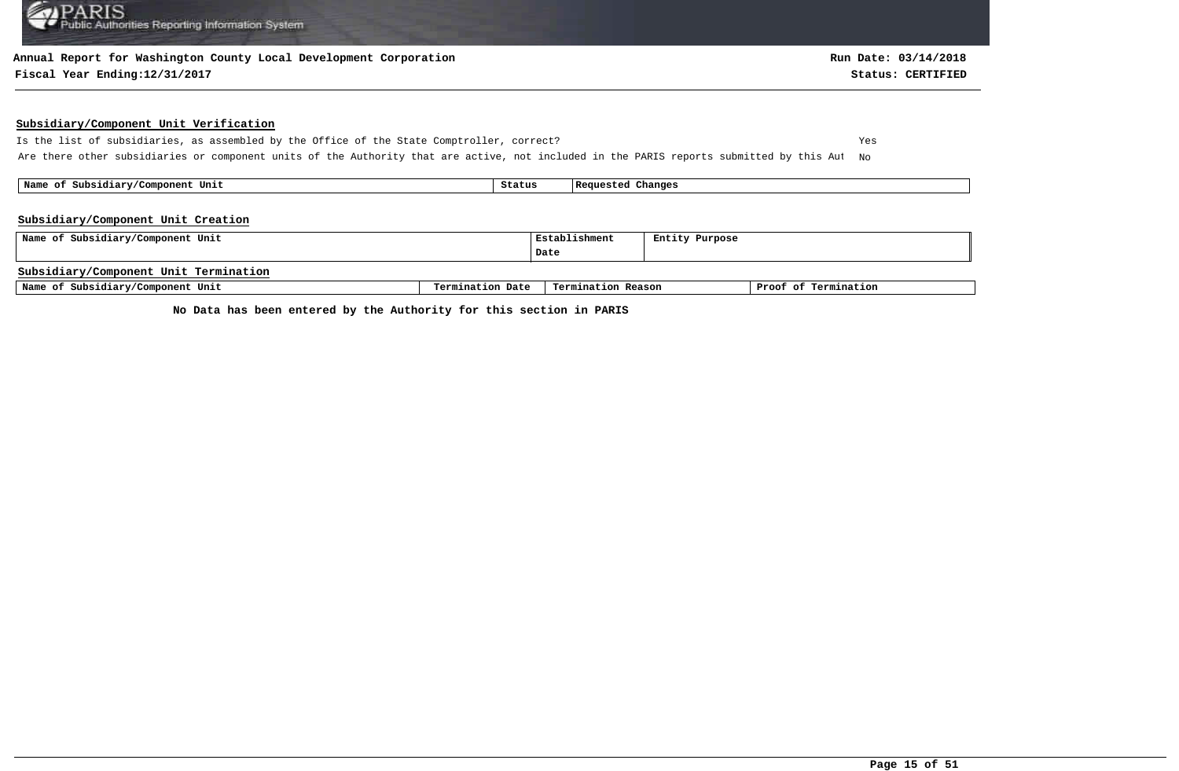**Annual Report for Washington County Local Development Corporation**
**Fiscal Year Ending:12/31/2017**

**Run Date: 03/14/2018**
**Status: CERTIFIED**

## Subsidiary/Component Unit Verification

Is the list of subsidiaries, as assembled by the Office of the State Comptroller, correct? Yes

Are there other subsidiaries or component units of the Authority that are active, not included in the PARIS reports submitted by this Aut No

| Name of Subsidiary/Component Unit | Status | Requested Changes |
|---|---|---|

## Subsidiary/Component Unit Creation

| Name of Subsidiary/Component Unit | Establishment Date | Entity Purpose |
|---|---|---|

## Subsidiary/Component Unit Termination

| Name of Subsidiary/Component Unit | Termination Date | Termination Reason | Proof of Termination |
|---|---|---|---|

**No Data has been entered by the Authority for this section in PARIS**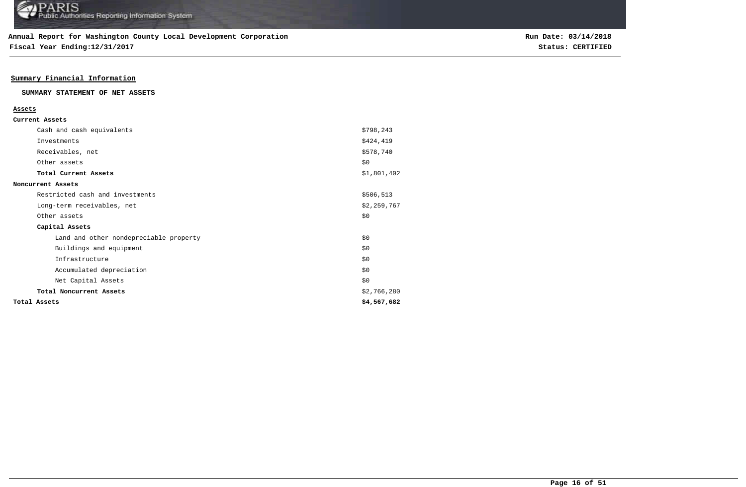**Annual Report for Washington County Local Development Corporation**
**Fiscal Year Ending:12/31/2017**

**Run Date: 03/14/2018**
**Status: CERTIFIED**

## Summary Financial Information

### SUMMARY STATEMENT OF NET ASSETS

| **Assets** | |
|---|---|
| **Current Assets** | |
| Cash and cash equivalents | $798,243 |
| Investments | $424,419 |
| Receivables, net | $578,740 |
| Other assets | $0 |
| **Total Current Assets** | $1,801,402 |
| **Noncurrent Assets** | |
| Restricted cash and investments | $506,513 |
| Long-term receivables, net | $2,259,767 |
| Other assets | $0 |
| **Capital Assets** | |
| Land and other nondepreciable property | $0 |
| Buildings and equipment | $0 |
| Infrastructure | $0 |
| Accumulated depreciation | $0 |
| Net Capital Assets | $0 |
| **Total Noncurrent Assets** | $2,766,280 |
| **Total Assets** | **$4,567,682** |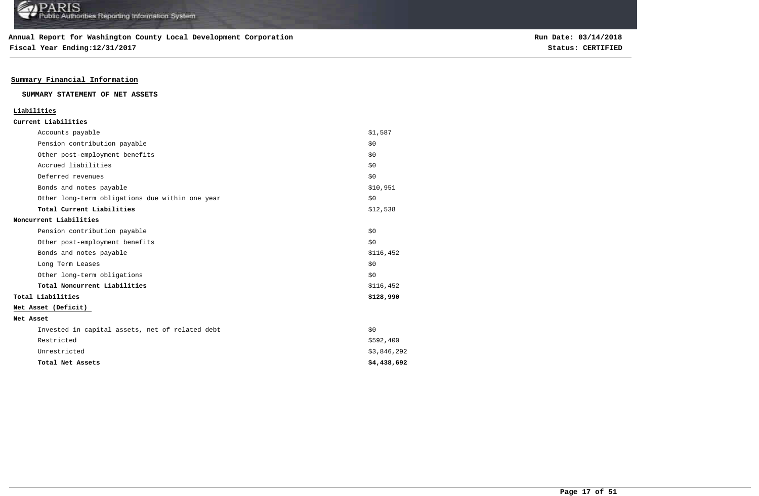**Annual Report for Washington County Local Development Corporation**
**Fiscal Year Ending:12/31/2017**

**Run Date: 03/14/2018**
**Status: CERTIFIED**

## Summary Financial Information

### SUMMARY STATEMENT OF NET ASSETS

| | |
|---|---|
| **Liabilities** | |
| **Current Liabilities** | |
| Accounts payable | $1,587 |
| Pension contribution payable | $0 |
| Other post-employment benefits | $0 |
| Accrued liabilities | $0 |
| Deferred revenues | $0 |
| Bonds and notes payable | $10,951 |
| Other long-term obligations due within one year | $0 |
| **Total Current Liabilities** | $12,538 |
| **Noncurrent Liabilities** | |
| Pension contribution payable | $0 |
| Other post-employment benefits | $0 |
| Bonds and notes payable | $116,452 |
| Long Term Leases | $0 |
| Other long-term obligations | $0 |
| **Total Noncurrent Liabilities** | $116,452 |
| **Total Liabilities** | **$128,990** |
| **Net Asset (Deficit)** | |
| **Net Asset** | |
| Invested in capital assets, net of related debt | $0 |
| Restricted | $592,400 |
| Unrestricted | $3,846,292 |
| **Total Net Assets** | **$4,438,692** |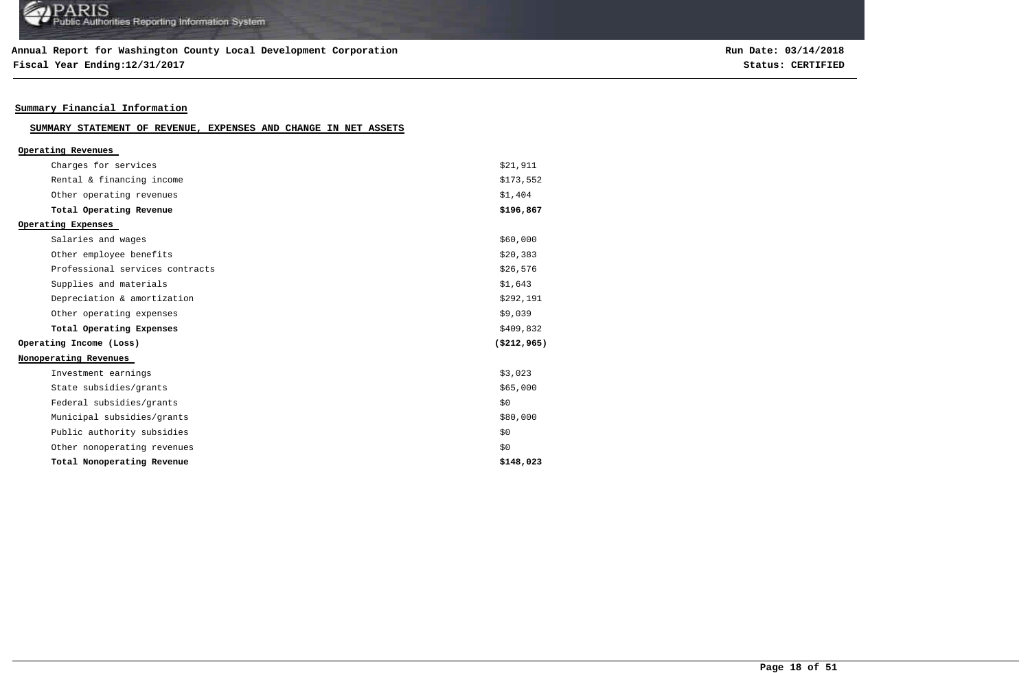## Summary Financial Information

### SUMMARY STATEMENT OF REVENUE, EXPENSES AND CHANGE IN NET ASSETS

| | |
|---|---|
| **Operating Revenues** | |
| Charges for services | $21,911 |
| Rental & financing income | $173,552 |
| Other operating revenues | $1,404 |
| **Total Operating Revenue** | **$196,867** |
| **Operating Expenses** | |
| Salaries and wages | $60,000 |
| Other employee benefits | $20,383 |
| Professional services contracts | $26,576 |
| Supplies and materials | $1,643 |
| Depreciation & amortization | $292,191 |
| Other operating expenses | $9,039 |
| **Total Operating Expenses** | $409,832 |
| **Operating Income (Loss)** | **($212,965)** |
| **Nonoperating Revenues** | |
| Investment earnings | $3,023 |
| State subsidies/grants | $65,000 |
| Federal subsidies/grants | $0 |
| Municipal subsidies/grants | $80,000 |
| Public authority subsidies | $0 |
| Other nonoperating revenues | $0 |
| **Total Nonoperating Revenue** | **$148,023** |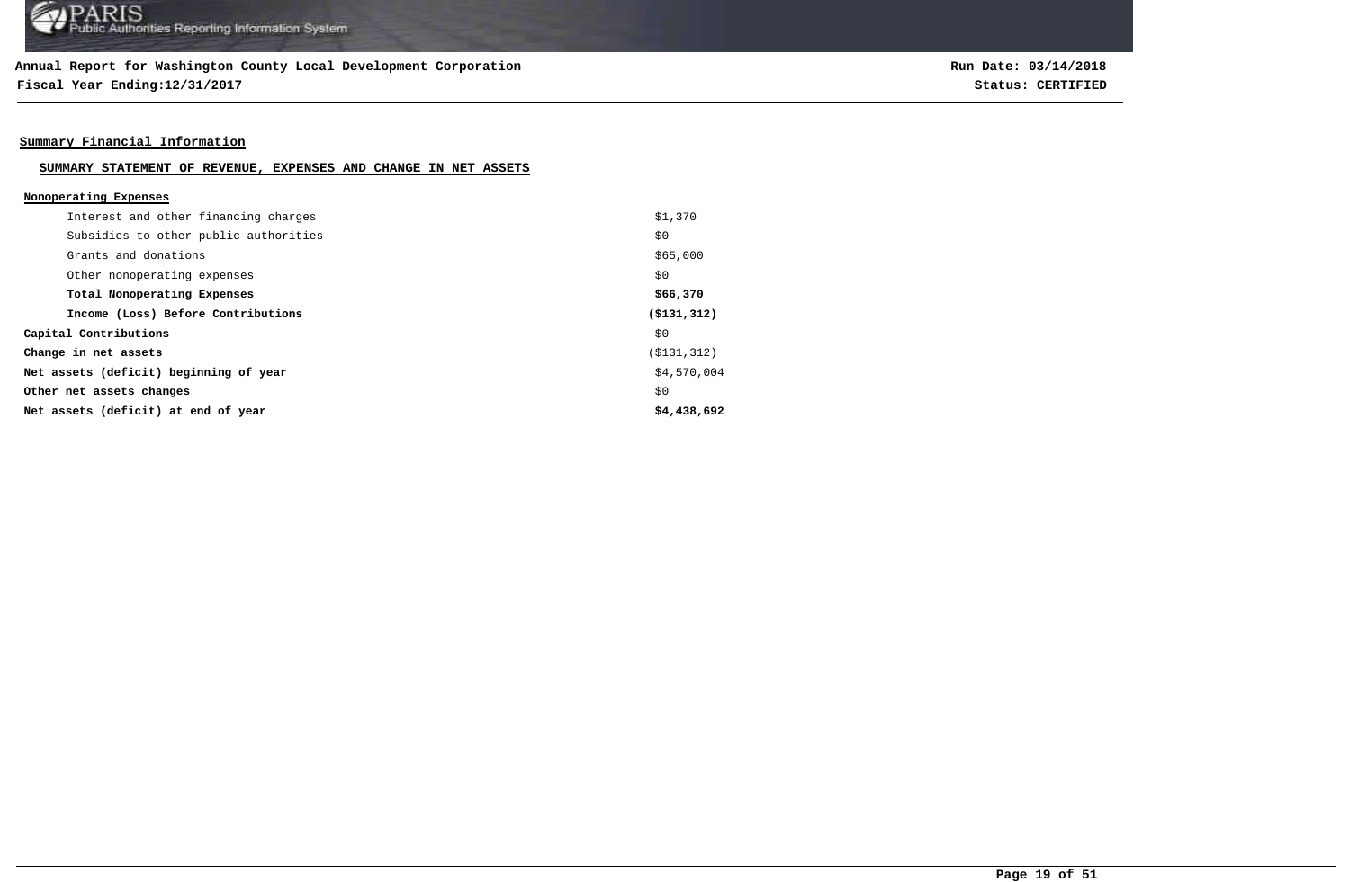**Annual Report for Washington County Local Development Corporation**
**Fiscal Year Ending:12/31/2017**

**Run Date: 03/14/2018**
**Status: CERTIFIED**

## Summary Financial Information

### SUMMARY STATEMENT OF REVENUE, EXPENSES AND CHANGE IN NET ASSETS

**Nonoperating Expenses**

| | |
|---|---|
| Interest and other financing charges | $1,370 |
| Subsidies to other public authorities | $0 |
| Grants and donations | $65,000 |
| Other nonoperating expenses | $0 |
| **Total Nonoperating Expenses** | **$66,370** |
| **Income (Loss) Before Contributions** | **($131,312)** |
| **Capital Contributions** | $0 |
| **Change in net assets** | ($131,312) |
| **Net assets (deficit) beginning of year** | $4,570,004 |
| **Other net assets changes** | $0 |
| **Net assets (deficit) at end of year** | **$4,438,692** |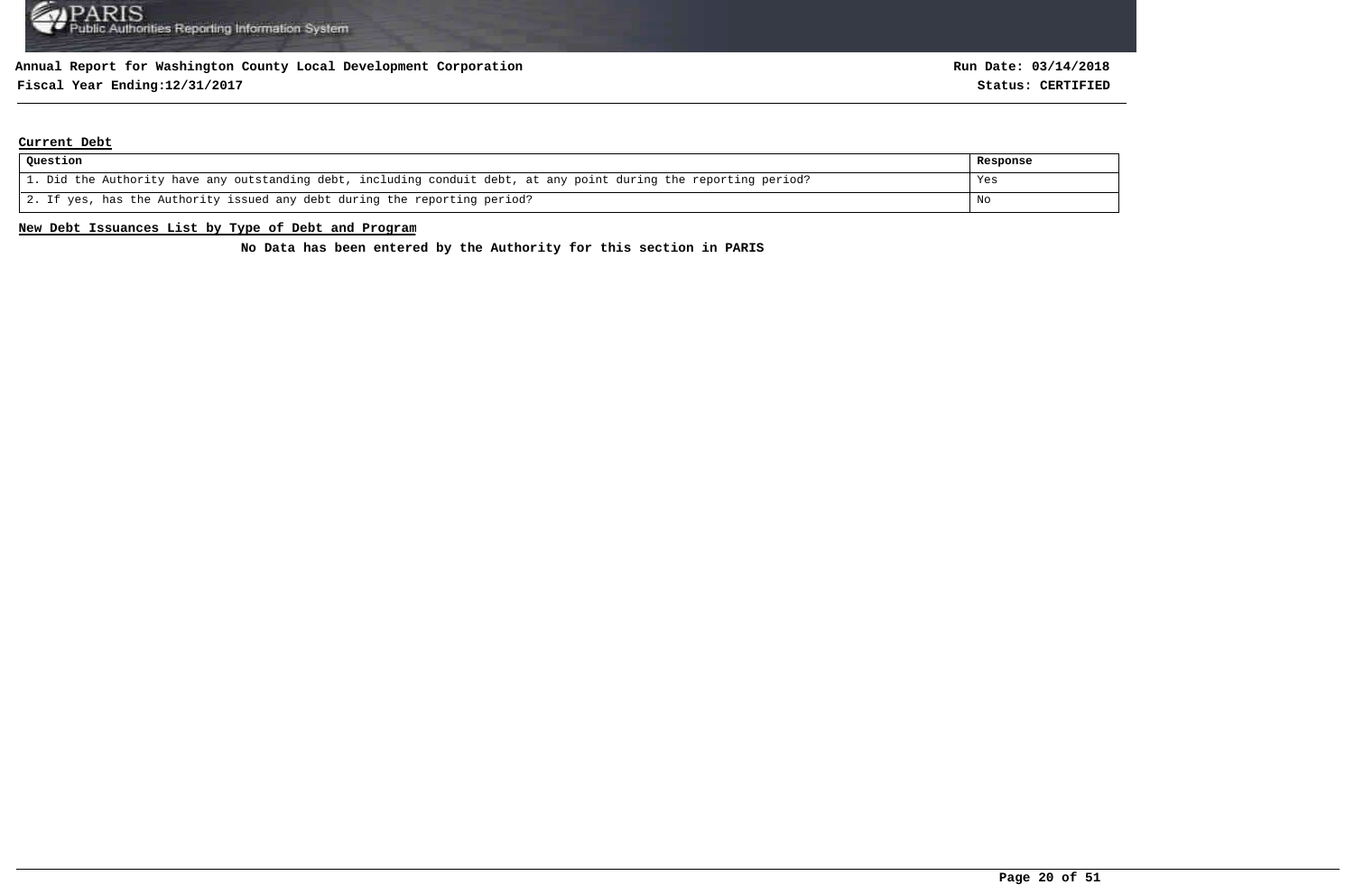**Annual Report for Washington County Local Development Corporation**

**Fiscal Year Ending:12/31/2017**

**Run Date: 03/14/2018**

**Status: CERTIFIED**

## Current Debt

| Question | Response |
|---|---|
| 1. Did the Authority have any outstanding debt, including conduit debt, at any point during the reporting period? | Yes |
| 2. If yes, has the Authority issued any debt during the reporting period? | No |

## New Debt Issuances List by Type of Debt and Program

**No Data has been entered by the Authority for this section in PARIS**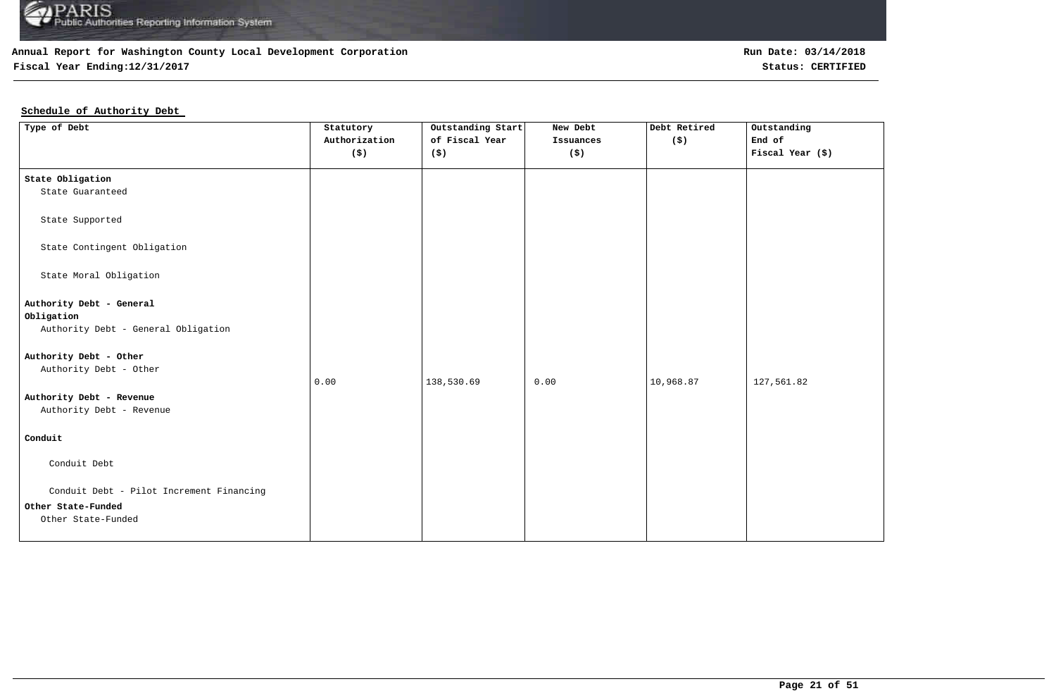**Annual Report for Washington County Local Development Corporation**
**Fiscal Year Ending:12/31/2017**

**Run Date: 03/14/2018**
**Status: CERTIFIED**

## Schedule of Authority Debt

| Type of Debt | Statutory Authorization ($) | Outstanding Start of Fiscal Year ($) | New Debt Issuances ($) | Debt Retired ($) | Outstanding End of Fiscal Year ($) |
|---|---|---|---|---|---|
| **State Obligation** | | | | | |
| State Guaranteed | | | | | |
| State Supported | | | | | |
| State Contingent Obligation | | | | | |
| State Moral Obligation | | | | | |
| **Authority Debt - General Obligation** | | | | | |
| Authority Debt - General Obligation | | | | | |
| **Authority Debt - Other** | | | | | |
| Authority Debt - Other | 0.00 | 138,530.69 | 0.00 | 10,968.87 | 127,561.82 |
| **Authority Debt - Revenue** | | | | | |
| Authority Debt - Revenue | | | | | |
| **Conduit** | | | | | |
| Conduit Debt | | | | | |
| Conduit Debt - Pilot Increment Financing | | | | | |
| **Other State-Funded** | | | | | |
| Other State-Funded | | | | | |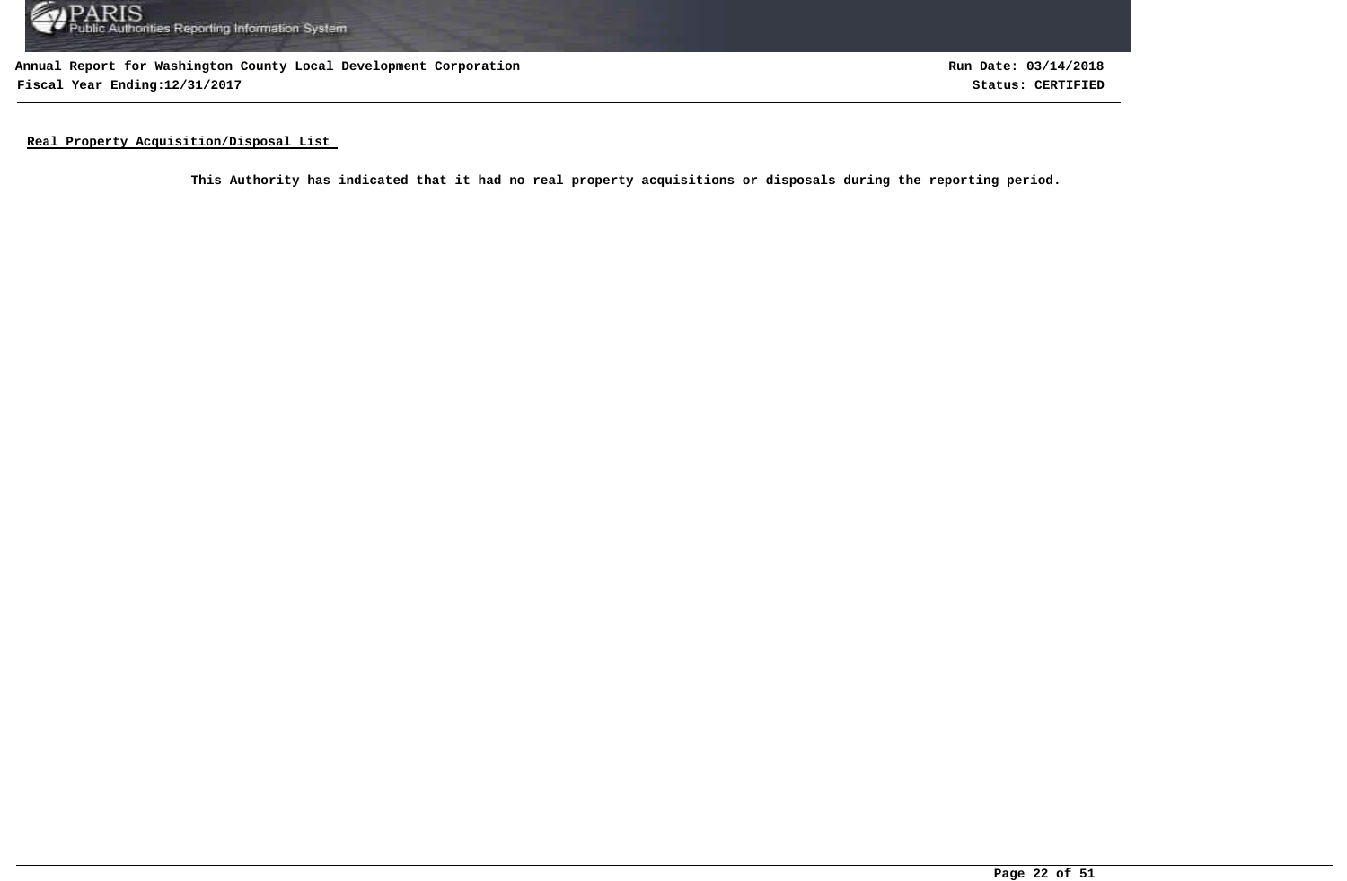## Real Property Acquisition/Disposal List

**This Authority has indicated that it had no real property acquisitions or disposals during the reporting period.**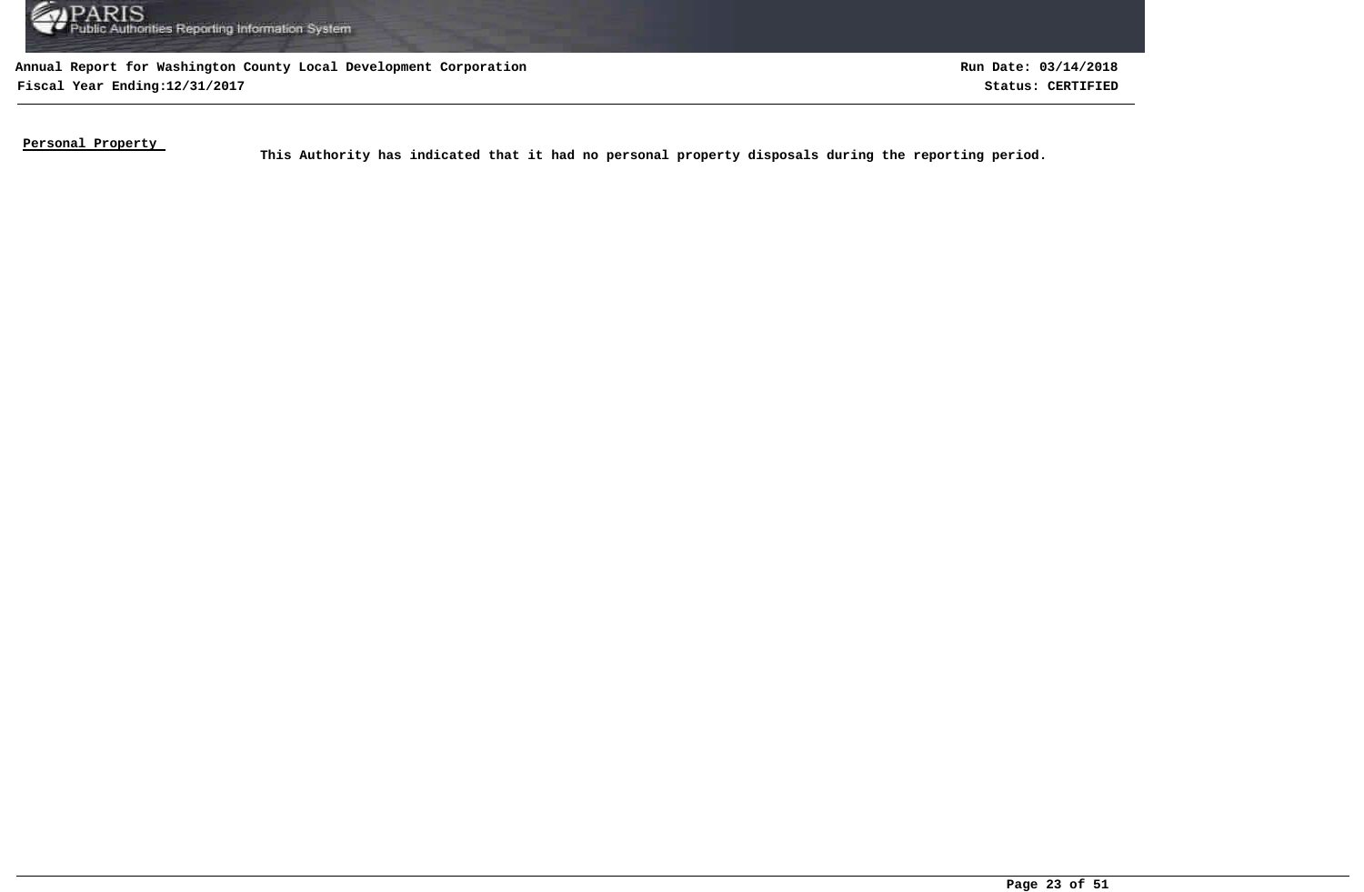**Personal Property**

**This Authority has indicated that it had no personal property disposals during the reporting period.**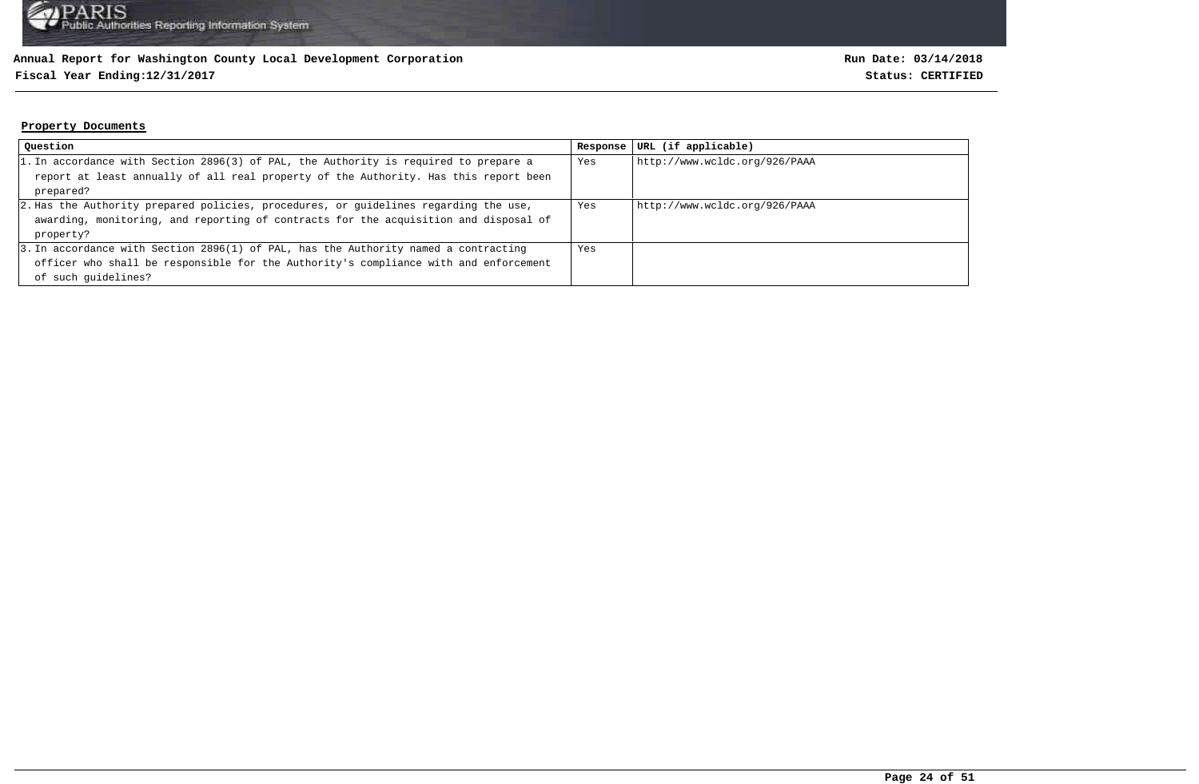**Annual Report for Washington County Local Development Corporation**
**Fiscal Year Ending:12/31/2017**

**Run Date: 03/14/2018**
**Status: CERTIFIED**

## Property Documents

| Question | Response | URL (if applicable) |
|---|---|---|
| 1. In accordance with Section 2896(3) of PAL, the Authority is required to prepare a report at least annually of all real property of the Authority. Has this report been prepared? | Yes | http://www.wcldc.org/926/PAAA |
| 2. Has the Authority prepared policies, procedures, or guidelines regarding the use, awarding, monitoring, and reporting of contracts for the acquisition and disposal of property? | Yes | http://www.wcldc.org/926/PAAA |
| 3. In accordance with Section 2896(1) of PAL, has the Authority named a contracting officer who shall be responsible for the Authority's compliance with and enforcement of such guidelines? | Yes | |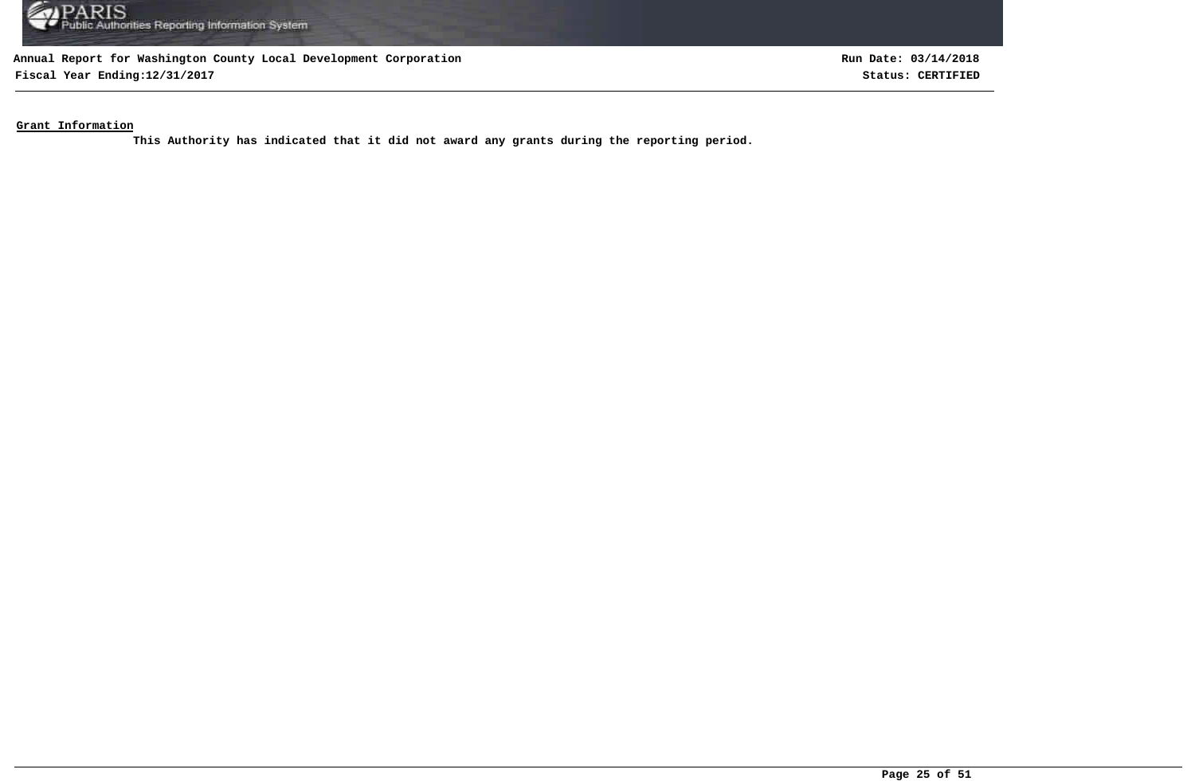## Grant Information

**This Authority has indicated that it did not award any grants during the reporting period.**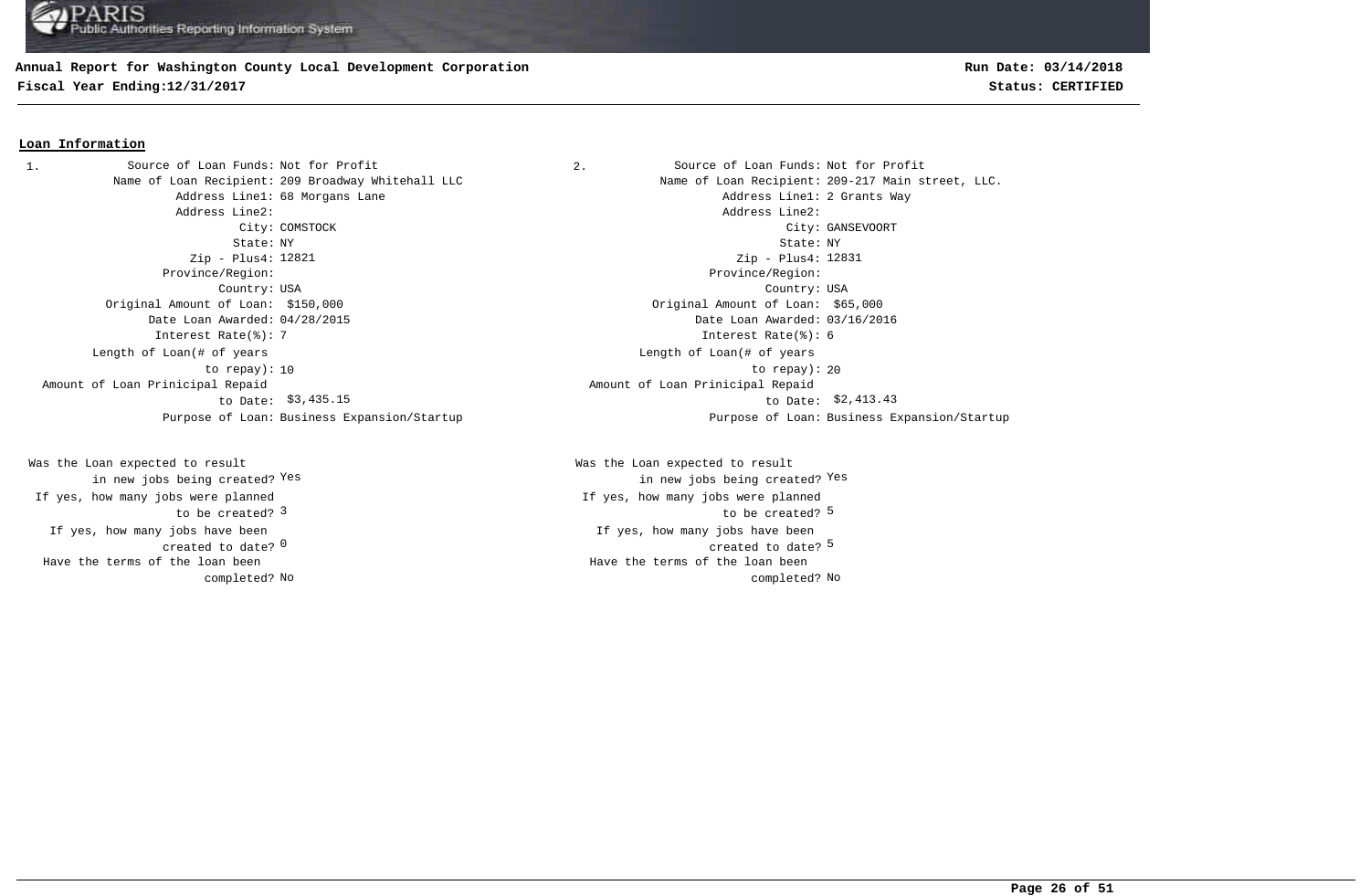**Annual Report for Washington County Local Development Corporation**
**Fiscal Year Ending:12/31/2017**

**Run Date: 03/14/2018**
**Status: CERTIFIED**

## Loan Information

**1.**

| Field | Value |
|---|---|
| Source of Loan Funds: | Not for Profit |
| Name of Loan Recipient: | 209 Broadway Whitehall LLC |
| Address Line1: | 68 Morgans Lane |
| Address Line2: | |
| City: | COMSTOCK |
| State: | NY |
| Zip - Plus4: | 12821 |
| Province/Region: | |
| Country: | USA |
| Original Amount of Loan: | $150,000 |
| Date Loan Awarded: | 04/28/2015 |
| Interest Rate(%): | 7 |
| Length of Loan(# of years to repay): | 10 |
| Amount of Loan Prinicipal Repaid to Date: | $3,435.15 |
| Purpose of Loan: | Business Expansion/Startup |
| Was the Loan expected to result in new jobs being created? | Yes |
| If yes, how many jobs were planned to be created? | 3 |
| If yes, how many jobs have been created to date? | 0 |
| Have the terms of the loan been completed? | No |

**2.**

| Field | Value |
|---|---|
| Source of Loan Funds: | Not for Profit |
| Name of Loan Recipient: | 209-217 Main street, LLC. |
| Address Line1: | 2 Grants Way |
| Address Line2: | |
| City: | GANSEVOORT |
| State: | NY |
| Zip - Plus4: | 12831 |
| Province/Region: | |
| Country: | USA |
| Original Amount of Loan: | $65,000 |
| Date Loan Awarded: | 03/16/2016 |
| Interest Rate(%): | 6 |
| Length of Loan(# of years to repay): | 20 |
| Amount of Loan Prinicipal Repaid to Date: | $2,413.43 |
| Purpose of Loan: | Business Expansion/Startup |
| Was the Loan expected to result in new jobs being created? | Yes |
| If yes, how many jobs were planned to be created? | 5 |
| If yes, how many jobs have been created to date? | 5 |
| Have the terms of the loan been completed? | No |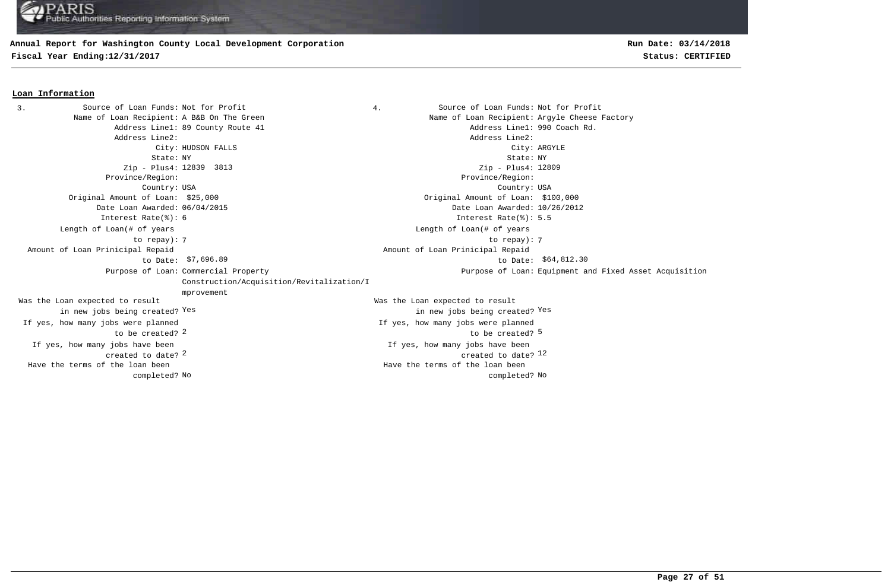**Annual Report for Washington County Local Development Corporation**
**Fiscal Year Ending:12/31/2017**

**Run Date: 03/14/2018**
**Status: CERTIFIED**

## Loan Information

**3.**

| Field | Value |
|---|---|
| Source of Loan Funds: | Not for Profit |
| Name of Loan Recipient: | A B&B On The Green |
| Address Line1: | 89 County Route 41 |
| Address Line2: | |
| City: | HUDSON FALLS |
| State: | NY |
| Zip - Plus4: | 12839 3813 |
| Province/Region: | |
| Country: | USA |
| Original Amount of Loan: | $25,000 |
| Date Loan Awarded: | 06/04/2015 |
| Interest Rate(%): | 6 |
| Length of Loan(# of years to repay): | 7 |
| Amount of Loan Prinicipal Repaid to Date: | $7,696.89 |
| Purpose of Loan: | Commercial Property Construction/Acquisition/Revitalization/Improvement |
| Was the Loan expected to result in new jobs being created? | Yes |
| If yes, how many jobs were planned to be created? | 2 |
| If yes, how many jobs have been created to date? | 2 |
| Have the terms of the loan been completed? | No |

**4.**

| Field | Value |
|---|---|
| Source of Loan Funds: | Not for Profit |
| Name of Loan Recipient: | Argyle Cheese Factory |
| Address Line1: | 990 Coach Rd. |
| Address Line2: | |
| City: | ARGYLE |
| State: | NY |
| Zip - Plus4: | 12809 |
| Province/Region: | |
| Country: | USA |
| Original Amount of Loan: | $100,000 |
| Date Loan Awarded: | 10/26/2012 |
| Interest Rate(%): | 5.5 |
| Length of Loan(# of years to repay): | 7 |
| Amount of Loan Prinicipal Repaid to Date: | $64,812.30 |
| Purpose of Loan: | Equipment and Fixed Asset Acquisition |
| Was the Loan expected to result in new jobs being created? | Yes |
| If yes, how many jobs were planned to be created? | 5 |
| If yes, how many jobs have been created to date? | 12 |
| Have the terms of the loan been completed? | No |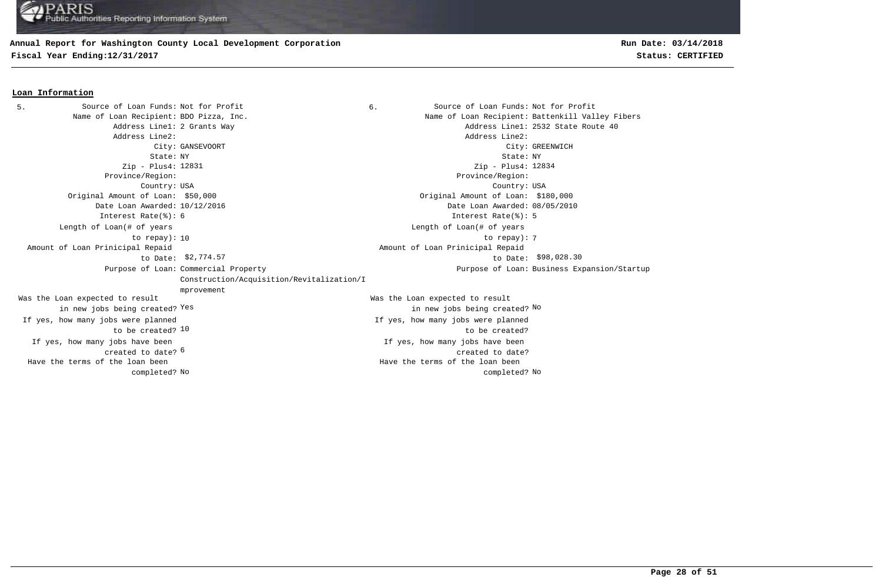**Annual Report for Washington County Local Development Corporation**
**Fiscal Year Ending:12/31/2017**

**Run Date: 03/14/2018**
**Status: CERTIFIED**

## Loan Information

**5.**

| Field | Value |
|---|---|
| Source of Loan Funds: | Not for Profit |
| Name of Loan Recipient: | BDO Pizza, Inc. |
| Address Line1: | 2 Grants Way |
| Address Line2: | |
| City: | GANSEVOORT |
| State: | NY |
| Zip - Plus4: | 12831 |
| Province/Region: | |
| Country: | USA |
| Original Amount of Loan: | $50,000 |
| Date Loan Awarded: | 10/12/2016 |
| Interest Rate(%): | 6 |
| Length of Loan(# of years to repay): | 10 |
| Amount of Loan Prinicipal Repaid to Date: | $2,774.57 |
| Purpose of Loan: | Commercial Property Construction/Acquisition/Revitalization/Improvement |
| Was the Loan expected to result in new jobs being created? | Yes |
| If yes, how many jobs were planned to be created? | 10 |
| If yes, how many jobs have been created to date? | 6 |
| Have the terms of the loan been completed? | No |

**6.**

| Field | Value |
|---|---|
| Source of Loan Funds: | Not for Profit |
| Name of Loan Recipient: | Battenkill Valley Fibers |
| Address Line1: | 2532 State Route 40 |
| Address Line2: | |
| City: | GREENWICH |
| State: | NY |
| Zip - Plus4: | 12834 |
| Province/Region: | |
| Country: | USA |
| Original Amount of Loan: | $180,000 |
| Date Loan Awarded: | 08/05/2010 |
| Interest Rate(%): | 5 |
| Length of Loan(# of years to repay): | 7 |
| Amount of Loan Prinicipal Repaid to Date: | $98,028.30 |
| Purpose of Loan: | Business Expansion/Startup |
| Was the Loan expected to result in new jobs being created? | No |
| If yes, how many jobs were planned to be created? | |
| If yes, how many jobs have been created to date? | |
| Have the terms of the loan been completed? | No |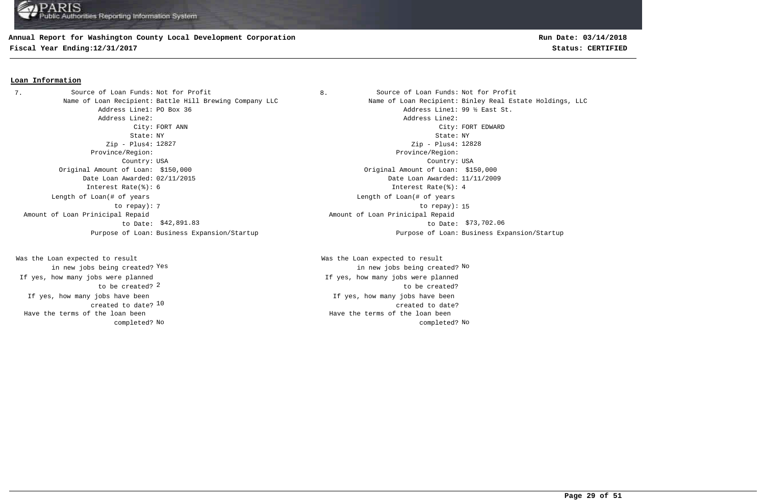**Annual Report for Washington County Local Development Corporation**
**Fiscal Year Ending:12/31/2017**

**Run Date: 03/14/2018**
**Status: CERTIFIED**

## Loan Information

7.

| Field | Value |
|---|---|
| Source of Loan Funds: | Not for Profit |
| Name of Loan Recipient: | Battle Hill Brewing Company LLC |
| Address Line1: | PO Box 36 |
| Address Line2: | |
| City: | FORT ANN |
| State: | NY |
| Zip - Plus4: | 12827 |
| Province/Region: | |
| Country: | USA |
| Original Amount of Loan: | $150,000 |
| Date Loan Awarded: | 02/11/2015 |
| Interest Rate(%): | 6 |
| Length of Loan(# of years to repay): | 7 |
| Amount of Loan Prinicipal Repaid to Date: | $42,891.83 |
| Purpose of Loan: | Business Expansion/Startup |
| Was the Loan expected to result in new jobs being created? | Yes |
| If yes, how many jobs were planned to be created? | 2 |
| If yes, how many jobs have been created to date? | 10 |
| Have the terms of the loan been completed? | No |

8.

| Field | Value |
|---|---|
| Source of Loan Funds: | Not for Profit |
| Name of Loan Recipient: | Binley Real Estate Holdings, LLC |
| Address Line1: | 99 ½ East St. |
| Address Line2: | |
| City: | FORT EDWARD |
| State: | NY |
| Zip - Plus4: | 12828 |
| Province/Region: | |
| Country: | USA |
| Original Amount of Loan: | $150,000 |
| Date Loan Awarded: | 11/11/2009 |
| Interest Rate(%): | 4 |
| Length of Loan(# of years to repay): | 15 |
| Amount of Loan Prinicipal Repaid to Date: | $73,702.06 |
| Purpose of Loan: | Business Expansion/Startup |
| Was the Loan expected to result in new jobs being created? | No |
| If yes, how many jobs were planned to be created? | |
| If yes, how many jobs have been created to date? | |
| Have the terms of the loan been completed? | No |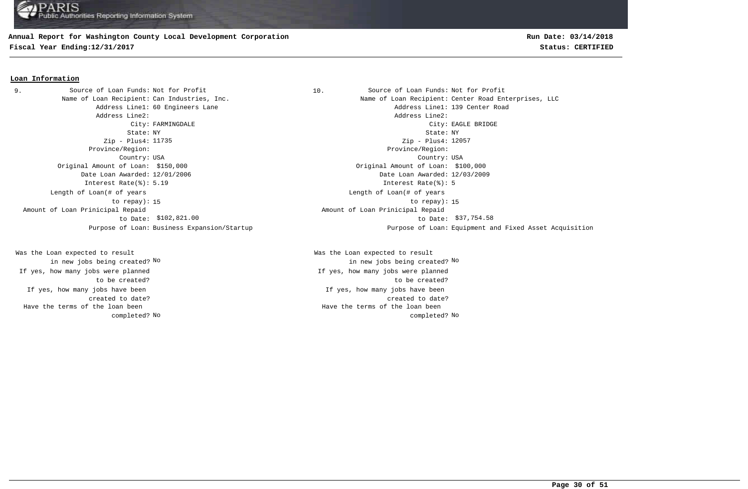## Loan Information

**9.**

| Field | Value |
| --- | --- |
| Source of Loan Funds: | Not for Profit |
| Name of Loan Recipient: | Can Industries, Inc. |
| Address Line1: | 60 Engineers Lane |
| Address Line2: | |
| City: | FARMINGDALE |
| State: | NY |
| Zip - Plus4: | 11735 |
| Province/Region: | |
| Country: | USA |
| Original Amount of Loan: | $150,000 |
| Date Loan Awarded: | 12/01/2006 |
| Interest Rate(%): | 5.19 |
| Length of Loan(# of years to repay): | 15 |
| Amount of Loan Prinicipal Repaid to Date: | $102,821.00 |
| Purpose of Loan: | Business Expansion/Startup |
| Was the Loan expected to result in new jobs being created? | No |
| If yes, how many jobs were planned to be created? | |
| If yes, how many jobs have been created to date? | |
| Have the terms of the loan been completed? | No |

**10.**

| Field | Value |
| --- | --- |
| Source of Loan Funds: | Not for Profit |
| Name of Loan Recipient: | Center Road Enterprises, LLC |
| Address Line1: | 139 Center Road |
| Address Line2: | |
| City: | EAGLE BRIDGE |
| State: | NY |
| Zip - Plus4: | 12057 |
| Province/Region: | |
| Country: | USA |
| Original Amount of Loan: | $100,000 |
| Date Loan Awarded: | 12/03/2009 |
| Interest Rate(%): | 5 |
| Length of Loan(# of years to repay): | 15 |
| Amount of Loan Prinicipal Repaid to Date: | $37,754.58 |
| Purpose of Loan: | Equipment and Fixed Asset Acquisition |
| Was the Loan expected to result in new jobs being created? | No |
| If yes, how many jobs were planned to be created? | |
| If yes, how many jobs have been created to date? | |
| Have the terms of the loan been completed? | No |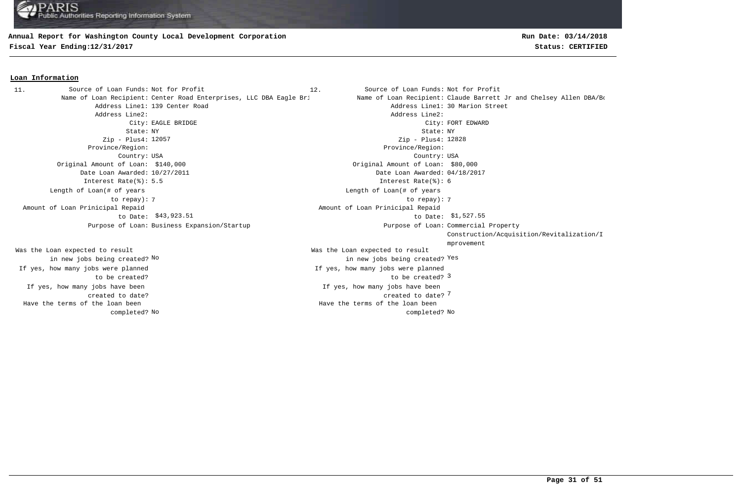**Annual Report for Washington County Local Development Corporation**

**Fiscal Year Ending:12/31/2017**

**Run Date: 03/14/2018**

**Status: CERTIFIED**

## Loan Information

**11.**

| Field | Value |
|---|---|
| Source of Loan Funds: | Not for Profit |
| Name of Loan Recipient: | Center Road Enterprises, LLC DBA Eagle Bri |
| Address Line1: | 139 Center Road |
| Address Line2: | |
| City: | EAGLE BRIDGE |
| State: | NY |
| Zip - Plus4: | 12057 |
| Province/Region: | |
| Country: | USA |
| Original Amount of Loan: | $140,000 |
| Date Loan Awarded: | 10/27/2011 |
| Interest Rate(%): | 5.5 |
| Length of Loan(# of years to repay): | 7 |
| Amount of Loan Prinicipal Repaid to Date: | $43,923.51 |
| Purpose of Loan: | Business Expansion/Startup |
| Was the Loan expected to result in new jobs being created? | No |
| If yes, how many jobs were planned to be created? | |
| If yes, how many jobs have been created to date? | |
| Have the terms of the loan been completed? | No |

**12.**

| Field | Value |
|---|---|
| Source of Loan Funds: | Not for Profit |
| Name of Loan Recipient: | Claude Barrett Jr and Chelsey Allen DBA/Bo |
| Address Line1: | 30 Marion Street |
| Address Line2: | |
| City: | FORT EDWARD |
| State: | NY |
| Zip - Plus4: | 12828 |
| Province/Region: | |
| Country: | USA |
| Original Amount of Loan: | $80,000 |
| Date Loan Awarded: | 04/18/2017 |
| Interest Rate(%): | 6 |
| Length of Loan(# of years to repay): | 7 |
| Amount of Loan Prinicipal Repaid to Date: | $1,527.55 |
| Purpose of Loan: | Commercial Property Construction/Acquisition/Revitalization/Improvement |
| Was the Loan expected to result in new jobs being created? | Yes |
| If yes, how many jobs were planned to be created? | 3 |
| If yes, how many jobs have been created to date? | 7 |
| Have the terms of the loan been completed? | No |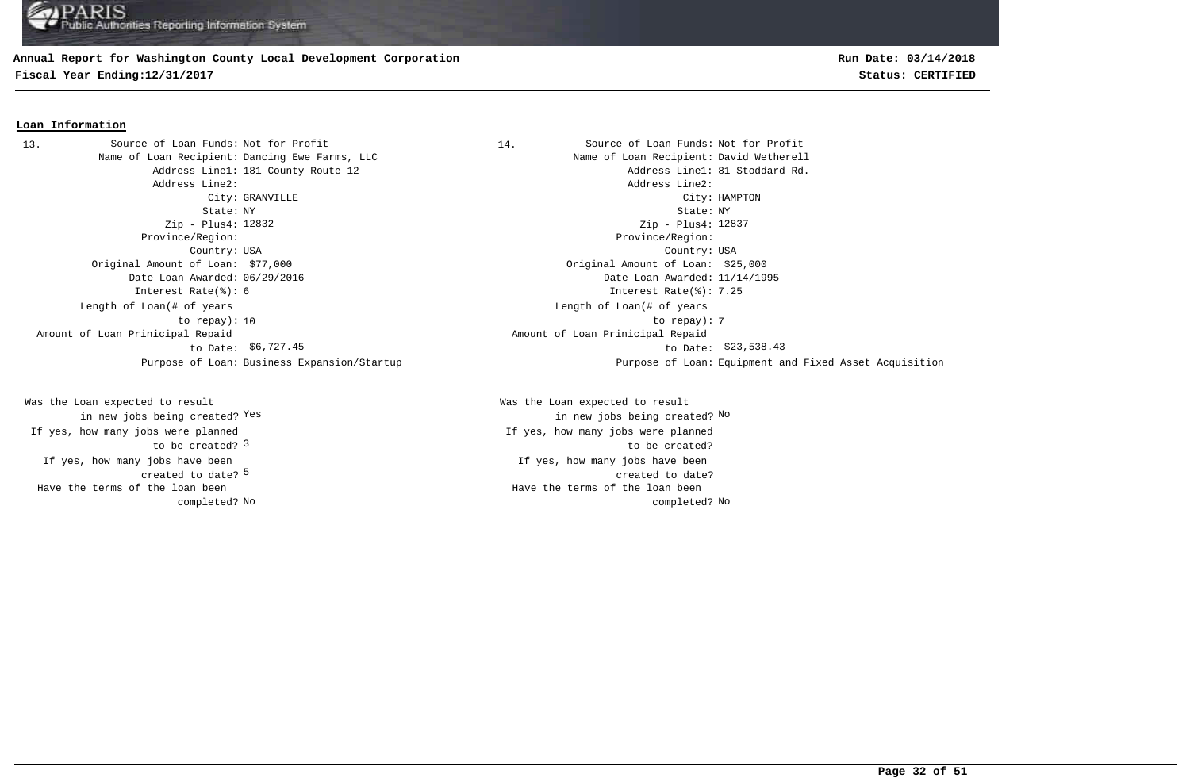**Annual Report for Washington County Local Development Corporation**
**Fiscal Year Ending:12/31/2017**

**Run Date: 03/14/2018**
**Status: CERTIFIED**

## Loan Information

13.

| Field | Value |
|---|---|
| Source of Loan Funds: | Not for Profit |
| Name of Loan Recipient: | Dancing Ewe Farms, LLC |
| Address Line1: | 181 County Route 12 |
| Address Line2: | |
| City: | GRANVILLE |
| State: | NY |
| Zip - Plus4: | 12832 |
| Province/Region: | |
| Country: | USA |
| Original Amount of Loan: | $77,000 |
| Date Loan Awarded: | 06/29/2016 |
| Interest Rate(%): | 6 |
| Length of Loan(# of years to repay): | 10 |
| Amount of Loan Prinicipal Repaid to Date: | $6,727.45 |
| Purpose of Loan: | Business Expansion/Startup |
| Was the Loan expected to result in new jobs being created? | Yes |
| If yes, how many jobs were planned to be created? | 3 |
| If yes, how many jobs have been created to date? | 5 |
| Have the terms of the loan been completed? | No |

14.

| Field | Value |
|---|---|
| Source of Loan Funds: | Not for Profit |
| Name of Loan Recipient: | David Wetherell |
| Address Line1: | 81 Stoddard Rd. |
| Address Line2: | |
| City: | HAMPTON |
| State: | NY |
| Zip - Plus4: | 12837 |
| Province/Region: | |
| Country: | USA |
| Original Amount of Loan: | $25,000 |
| Date Loan Awarded: | 11/14/1995 |
| Interest Rate(%): | 7.25 |
| Length of Loan(# of years to repay): | 7 |
| Amount of Loan Prinicipal Repaid to Date: | $23,538.43 |
| Purpose of Loan: | Equipment and Fixed Asset Acquisition |
| Was the Loan expected to result in new jobs being created? | No |
| If yes, how many jobs were planned to be created? | |
| If yes, how many jobs have been created to date? | |
| Have the terms of the loan been completed? | No |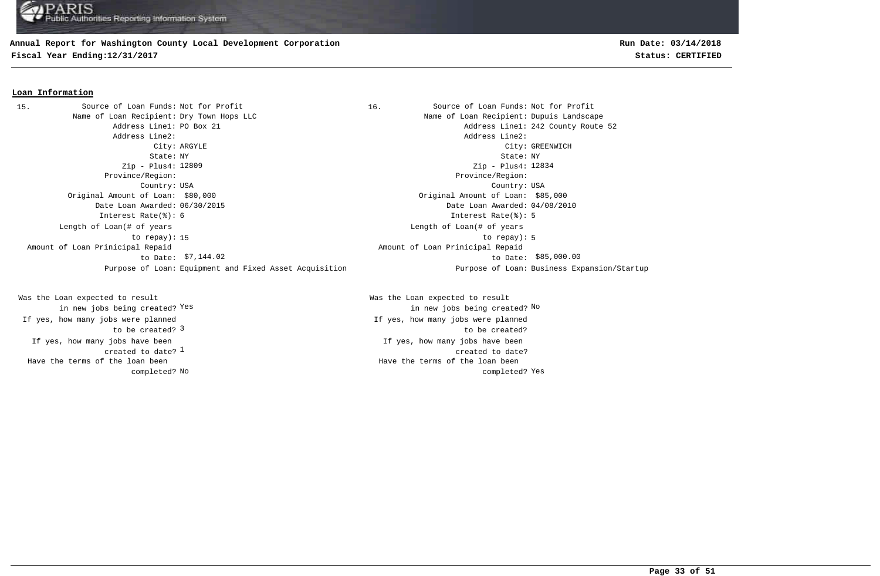## Loan Information

**15.**

| Field | Value |
|---|---|
| Source of Loan Funds: | Not for Profit |
| Name of Loan Recipient: | Dry Town Hops LLC |
| Address Line1: | PO Box 21 |
| Address Line2: | |
| City: | ARGYLE |
| State: | NY |
| Zip - Plus4: | 12809 |
| Province/Region: | |
| Country: | USA |
| Original Amount of Loan: | $80,000 |
| Date Loan Awarded: | 06/30/2015 |
| Interest Rate(%): | 6 |
| Length of Loan(# of years to repay): | 15 |
| Amount of Loan Prinicipal Repaid to Date: | $7,144.02 |
| Purpose of Loan: | Equipment and Fixed Asset Acquisition |
| Was the Loan expected to result in new jobs being created? | Yes |
| If yes, how many jobs were planned to be created? | 3 |
| If yes, how many jobs have been created to date? | 1 |
| Have the terms of the loan been completed? | No |

**16.**

| Field | Value |
|---|---|
| Source of Loan Funds: | Not for Profit |
| Name of Loan Recipient: | Dupuis Landscape |
| Address Line1: | 242 County Route 52 |
| Address Line2: | |
| City: | GREENWICH |
| State: | NY |
| Zip - Plus4: | 12834 |
| Province/Region: | |
| Country: | USA |
| Original Amount of Loan: | $85,000 |
| Date Loan Awarded: | 04/08/2010 |
| Interest Rate(%): | 5 |
| Length of Loan(# of years to repay): | 5 |
| Amount of Loan Prinicipal Repaid to Date: | $85,000.00 |
| Purpose of Loan: | Business Expansion/Startup |
| Was the Loan expected to result in new jobs being created? | No |
| If yes, how many jobs were planned to be created? | |
| If yes, how many jobs have been created to date? | |
| Have the terms of the loan been completed? | Yes |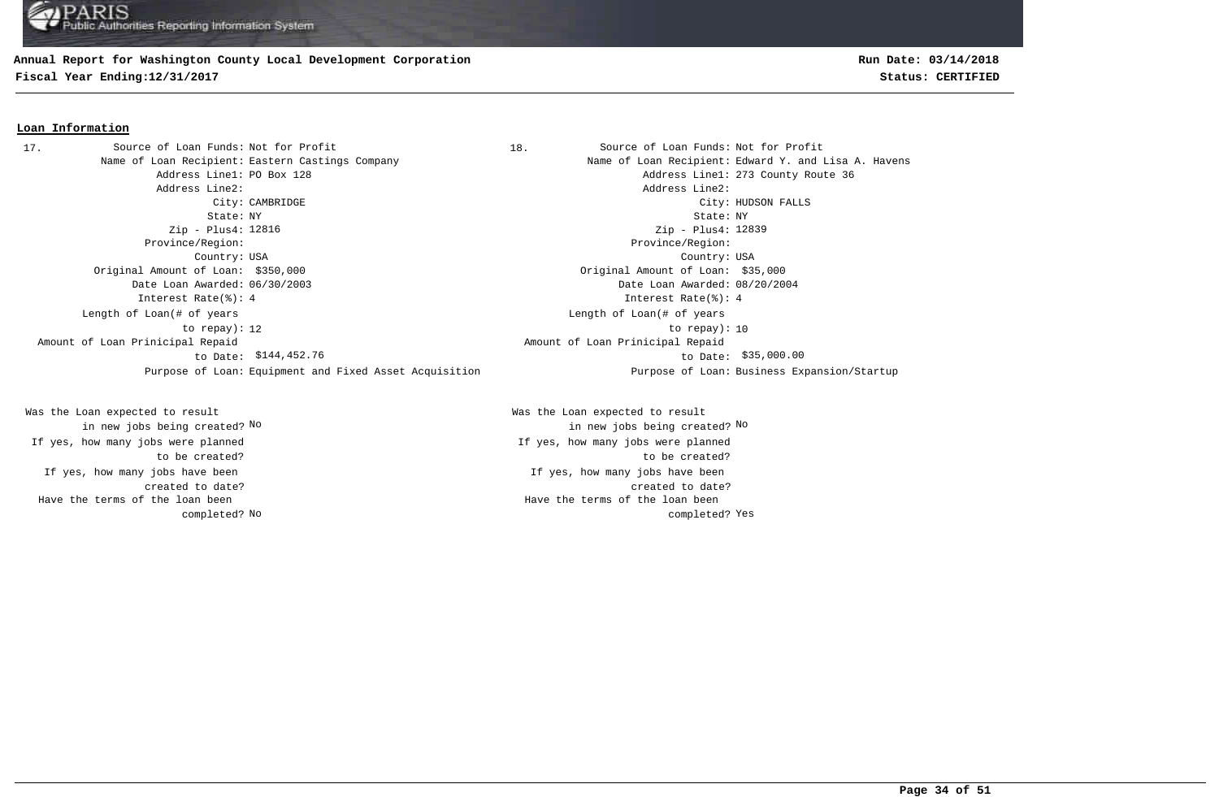## Loan Information

**17.**

Source of Loan Funds: Not for Profit
Name of Loan Recipient: Eastern Castings Company
Address Line1: PO Box 128
Address Line2:
City: CAMBRIDGE
State: NY
Zip - Plus4: 12816
Province/Region:
Country: USA
Original Amount of Loan: $350,000
Date Loan Awarded: 06/30/2003
Interest Rate(%): 4
Length of Loan(# of years to repay): 12
Amount of Loan Prinicipal Repaid to Date: $144,452.76
Purpose of Loan: Equipment and Fixed Asset Acquisition

Was the Loan expected to result in new jobs being created? No
If yes, how many jobs were planned to be created?
If yes, how many jobs have been created to date?
Have the terms of the loan been completed? No

**18.**

Source of Loan Funds: Not for Profit
Name of Loan Recipient: Edward Y. and Lisa A. Havens
Address Line1: 273 County Route 36
Address Line2:
City: HUDSON FALLS
State: NY
Zip - Plus4: 12839
Province/Region:
Country: USA
Original Amount of Loan: $35,000
Date Loan Awarded: 08/20/2004
Interest Rate(%): 4
Length of Loan(# of years to repay): 10
Amount of Loan Prinicipal Repaid to Date: $35,000.00
Purpose of Loan: Business Expansion/Startup

Was the Loan expected to result in new jobs being created? No
If yes, how many jobs were planned to be created?
If yes, how many jobs have been created to date?
Have the terms of the loan been completed? Yes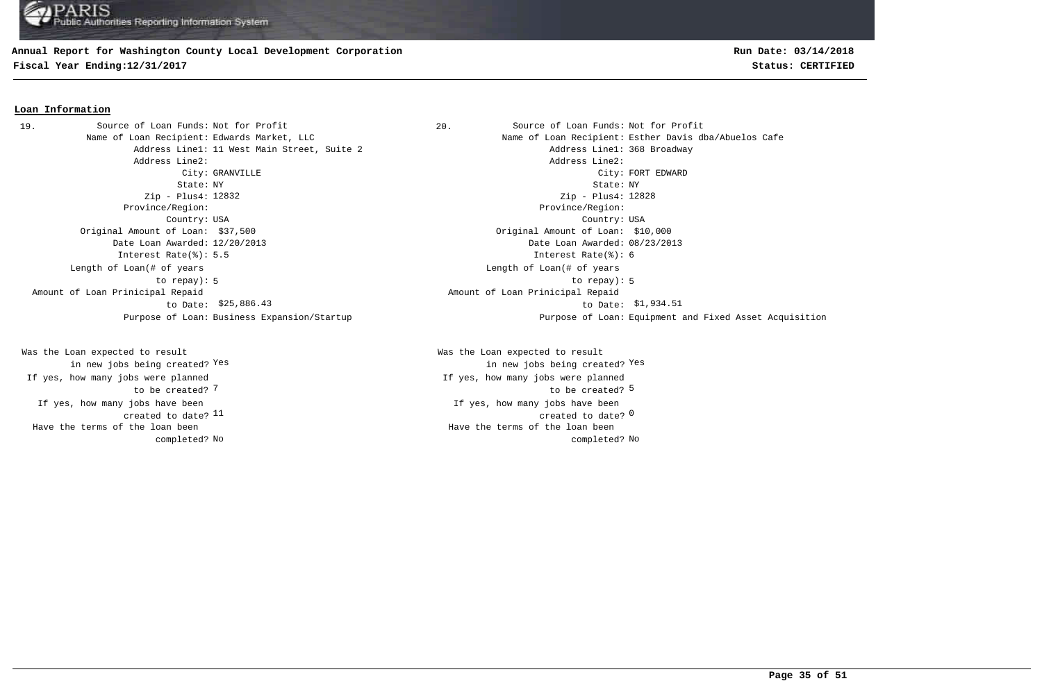**Annual Report for Washington County Local Development Corporation**

**Fiscal Year Ending:12/31/2017**

**Run Date: 03/14/2018**

**Status: CERTIFIED**

## Loan Information

19.

Source of Loan Funds: Not for Profit
Name of Loan Recipient: Edwards Market, LLC
Address Line1: 11 West Main Street, Suite 2
Address Line2:
City: GRANVILLE
State: NY
Zip - Plus4: 12832
Province/Region:
Country: USA
Original Amount of Loan: $37,500
Date Loan Awarded: 12/20/2013
Interest Rate(%): 5.5
Length of Loan(# of years to repay): 5
Amount of Loan Prinicipal Repaid to Date: $25,886.43
Purpose of Loan: Business Expansion/Startup

Was the Loan expected to result in new jobs being created? Yes
If yes, how many jobs were planned to be created? 7
If yes, how many jobs have been created to date? 11
Have the terms of the loan been completed? No

20.

Source of Loan Funds: Not for Profit
Name of Loan Recipient: Esther Davis dba/Abuelos Cafe
Address Line1: 368 Broadway
Address Line2:
City: FORT EDWARD
State: NY
Zip - Plus4: 12828
Province/Region:
Country: USA
Original Amount of Loan: $10,000
Date Loan Awarded: 08/23/2013
Interest Rate(%): 6
Length of Loan(# of years to repay): 5
Amount of Loan Prinicipal Repaid to Date: $1,934.51
Purpose of Loan: Equipment and Fixed Asset Acquisition

Was the Loan expected to result in new jobs being created? Yes
If yes, how many jobs were planned to be created? 5
If yes, how many jobs have been created to date? 0
Have the terms of the loan been completed? No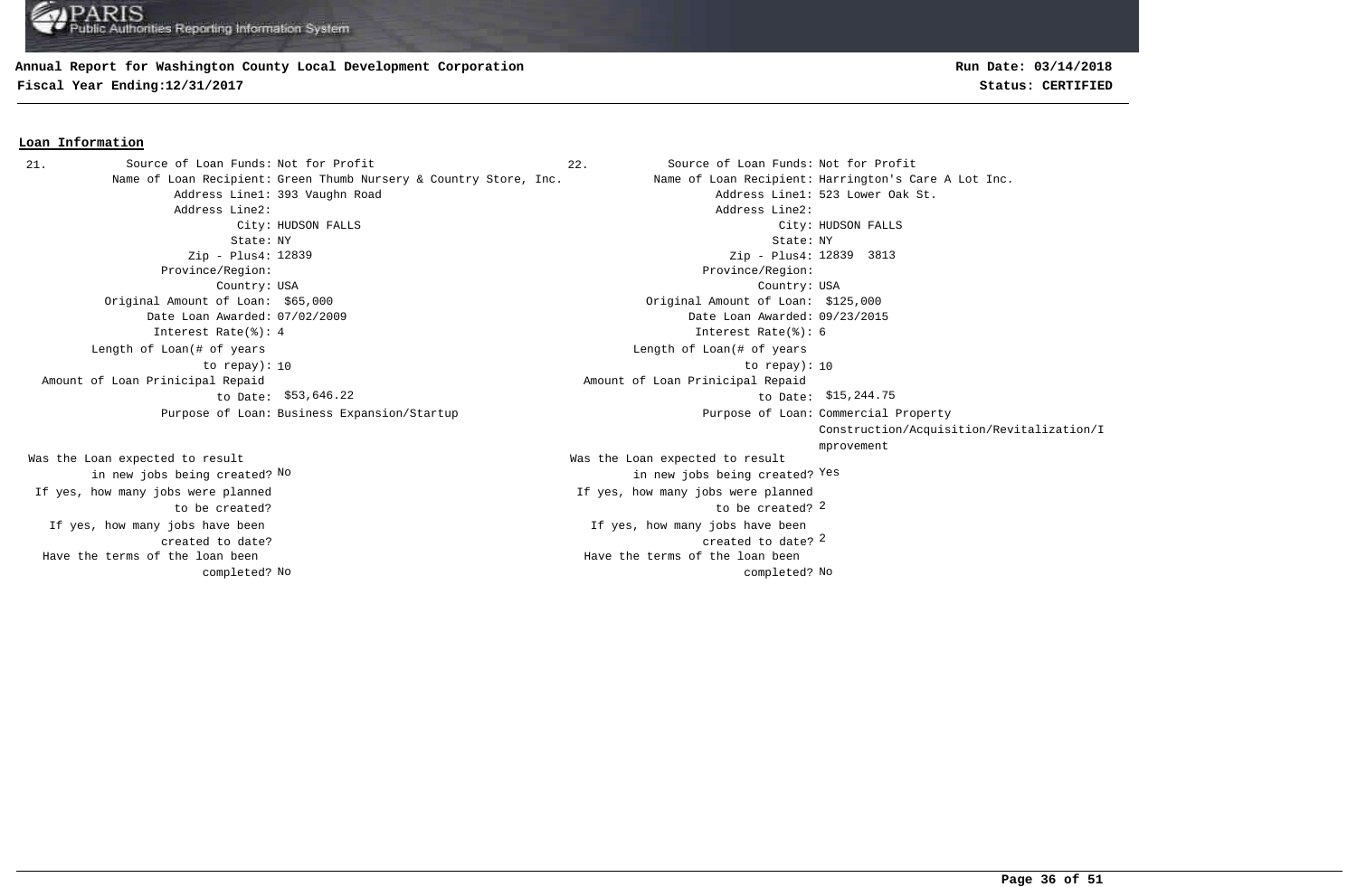**Annual Report for Washington County Local Development Corporation**
**Fiscal Year Ending:12/31/2017**

**Run Date: 03/14/2018**
**Status: CERTIFIED**

## Loan Information

**21.**

| Field | Value |
|---|---|
| Source of Loan Funds: | Not for Profit |
| Name of Loan Recipient: | Green Thumb Nursery & Country Store, Inc. |
| Address Line1: | 393 Vaughn Road |
| Address Line2: | |
| City: | HUDSON FALLS |
| State: | NY |
| Zip - Plus4: | 12839 |
| Province/Region: | |
| Country: | USA |
| Original Amount of Loan: | $65,000 |
| Date Loan Awarded: | 07/02/2009 |
| Interest Rate(%): | 4 |
| Length of Loan(# of years to repay): | 10 |
| Amount of Loan Prinicipal Repaid to Date: | $53,646.22 |
| Purpose of Loan: | Business Expansion/Startup |
| Was the Loan expected to result in new jobs being created? | No |
| If yes, how many jobs were planned to be created? | |
| If yes, how many jobs have been created to date? | |
| Have the terms of the loan been completed? | No |

**22.**

| Field | Value |
|---|---|
| Source of Loan Funds: | Not for Profit |
| Name of Loan Recipient: | Harrington's Care A Lot Inc. |
| Address Line1: | 523 Lower Oak St. |
| Address Line2: | |
| City: | HUDSON FALLS |
| State: | NY |
| Zip - Plus4: | 12839 3813 |
| Province/Region: | |
| Country: | USA |
| Original Amount of Loan: | $125,000 |
| Date Loan Awarded: | 09/23/2015 |
| Interest Rate(%): | 6 |
| Length of Loan(# of years to repay): | 10 |
| Amount of Loan Prinicipal Repaid to Date: | $15,244.75 |
| Purpose of Loan: | Commercial Property Construction/Acquisition/Revitalization/Improvement |
| Was the Loan expected to result in new jobs being created? | Yes |
| If yes, how many jobs were planned to be created? | 2 |
| If yes, how many jobs have been created to date? | 2 |
| Have the terms of the loan been completed? | No |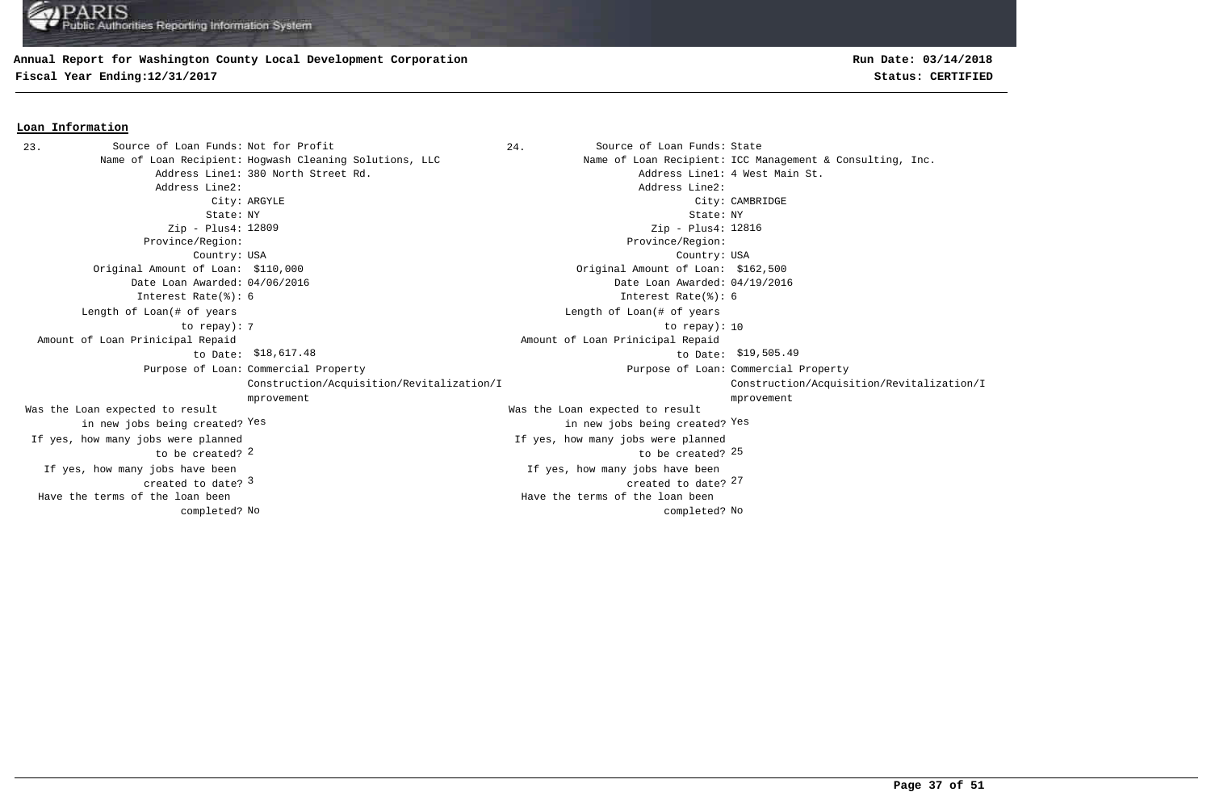**Annual Report for Washington County Local Development Corporation**
**Fiscal Year Ending:12/31/2017**

**Run Date: 03/14/2018**
**Status: CERTIFIED**

## Loan Information

**23.**

| Field | Value |
|---|---|
| Source of Loan Funds: | Not for Profit |
| Name of Loan Recipient: | Hogwash Cleaning Solutions, LLC |
| Address Line1: | 380 North Street Rd. |
| Address Line2: | |
| City: | ARGYLE |
| State: | NY |
| Zip - Plus4: | 12809 |
| Province/Region: | |
| Country: | USA |
| Original Amount of Loan: | $110,000 |
| Date Loan Awarded: | 04/06/2016 |
| Interest Rate(%): | 6 |
| Length of Loan(# of years to repay): | 7 |
| Amount of Loan Prinicipal Repaid to Date: | $18,617.48 |
| Purpose of Loan: | Commercial Property Construction/Acquisition/Revitalization/Improvement |
| Was the Loan expected to result in new jobs being created? | Yes |
| If yes, how many jobs were planned to be created? | 2 |
| If yes, how many jobs have been created to date? | 3 |
| Have the terms of the loan been completed? | No |

**24.**

| Field | Value |
|---|---|
| Source of Loan Funds: | State |
| Name of Loan Recipient: | ICC Management & Consulting, Inc. |
| Address Line1: | 4 West Main St. |
| Address Line2: | |
| City: | CAMBRIDGE |
| State: | NY |
| Zip - Plus4: | 12816 |
| Province/Region: | |
| Country: | USA |
| Original Amount of Loan: | $162,500 |
| Date Loan Awarded: | 04/19/2016 |
| Interest Rate(%): | 6 |
| Length of Loan(# of years to repay): | 10 |
| Amount of Loan Prinicipal Repaid to Date: | $19,505.49 |
| Purpose of Loan: | Commercial Property Construction/Acquisition/Revitalization/Improvement |
| Was the Loan expected to result in new jobs being created? | Yes |
| If yes, how many jobs were planned to be created? | 25 |
| If yes, how many jobs have been created to date? | 27 |
| Have the terms of the loan been completed? | No |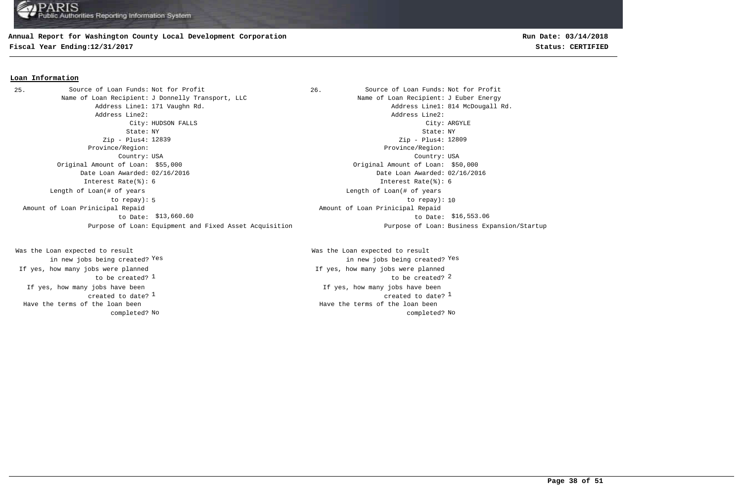## Loan Information

**25.**

Source of Loan Funds: Not for Profit
Name of Loan Recipient: J Donnelly Transport, LLC
Address Line1: 171 Vaughn Rd.
Address Line2:
City: HUDSON FALLS
State: NY
Zip - Plus4: 12839
Province/Region:
Country: USA
Original Amount of Loan: $55,000
Date Loan Awarded: 02/16/2016
Interest Rate(%): 6
Length of Loan(# of years to repay): 5
Amount of Loan Prinicipal Repaid to Date: $13,660.60
Purpose of Loan: Equipment and Fixed Asset Acquisition

Was the Loan expected to result in new jobs being created? Yes
If yes, how many jobs were planned to be created? 1
If yes, how many jobs have been created to date? 1
Have the terms of the loan been completed? No

**26.**

Source of Loan Funds: Not for Profit
Name of Loan Recipient: J Euber Energy
Address Line1: 814 McDougall Rd.
Address Line2:
City: ARGYLE
State: NY
Zip - Plus4: 12809
Province/Region:
Country: USA
Original Amount of Loan: $50,000
Date Loan Awarded: 02/16/2016
Interest Rate(%): 6
Length of Loan(# of years to repay): 10
Amount of Loan Prinicipal Repaid to Date: $16,553.06
Purpose of Loan: Business Expansion/Startup

Was the Loan expected to result in new jobs being created? Yes
If yes, how many jobs were planned to be created? 2
If yes, how many jobs have been created to date? 1
Have the terms of the loan been completed? No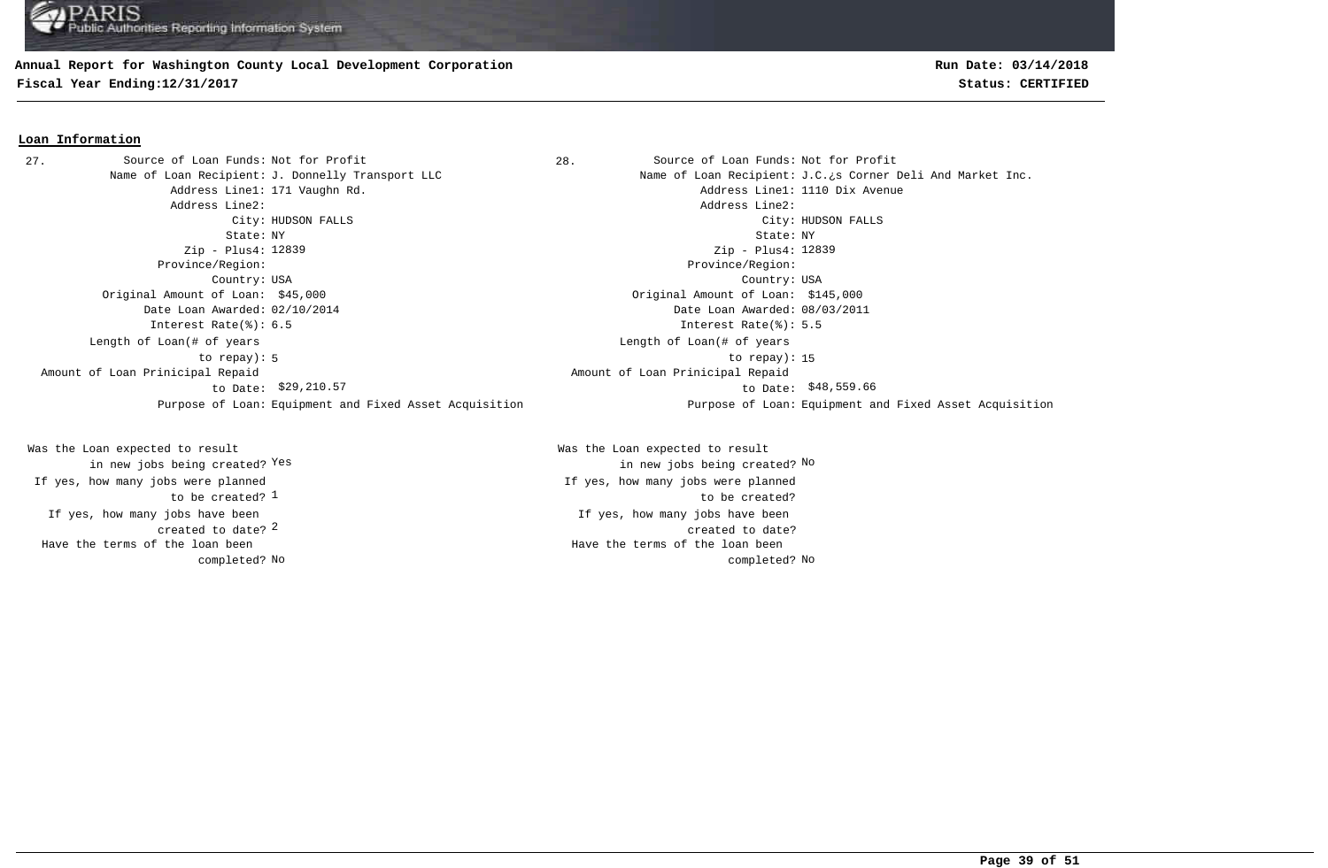## Loan Information

**27.**

| Field | Value |
|---|---|
| Source of Loan Funds: | Not for Profit |
| Name of Loan Recipient: | J. Donnelly Transport LLC |
| Address Line1: | 171 Vaughn Rd. |
| Address Line2: | |
| City: | HUDSON FALLS |
| State: | NY |
| Zip - Plus4: | 12839 |
| Province/Region: | |
| Country: | USA |
| Original Amount of Loan: | $45,000 |
| Date Loan Awarded: | 02/10/2014 |
| Interest Rate(%): | 6.5 |
| Length of Loan(# of years to repay): | 5 |
| Amount of Loan Prinicipal Repaid to Date: | $29,210.57 |
| Purpose of Loan: | Equipment and Fixed Asset Acquisition |
| Was the Loan expected to result in new jobs being created? | Yes |
| If yes, how many jobs were planned to be created? | 1 |
| If yes, how many jobs have been created to date? | 2 |
| Have the terms of the loan been completed? | No |

**28.**

| Field | Value |
|---|---|
| Source of Loan Funds: | Not for Profit |
| Name of Loan Recipient: | J.C.¿s Corner Deli And Market Inc. |
| Address Line1: | 1110 Dix Avenue |
| Address Line2: | |
| City: | HUDSON FALLS |
| State: | NY |
| Zip - Plus4: | 12839 |
| Province/Region: | |
| Country: | USA |
| Original Amount of Loan: | $145,000 |
| Date Loan Awarded: | 08/03/2011 |
| Interest Rate(%): | 5.5 |
| Length of Loan(# of years to repay): | 15 |
| Amount of Loan Prinicipal Repaid to Date: | $48,559.66 |
| Purpose of Loan: | Equipment and Fixed Asset Acquisition |
| Was the Loan expected to result in new jobs being created? | No |
| If yes, how many jobs were planned to be created? | |
| If yes, how many jobs have been created to date? | |
| Have the terms of the loan been completed? | No |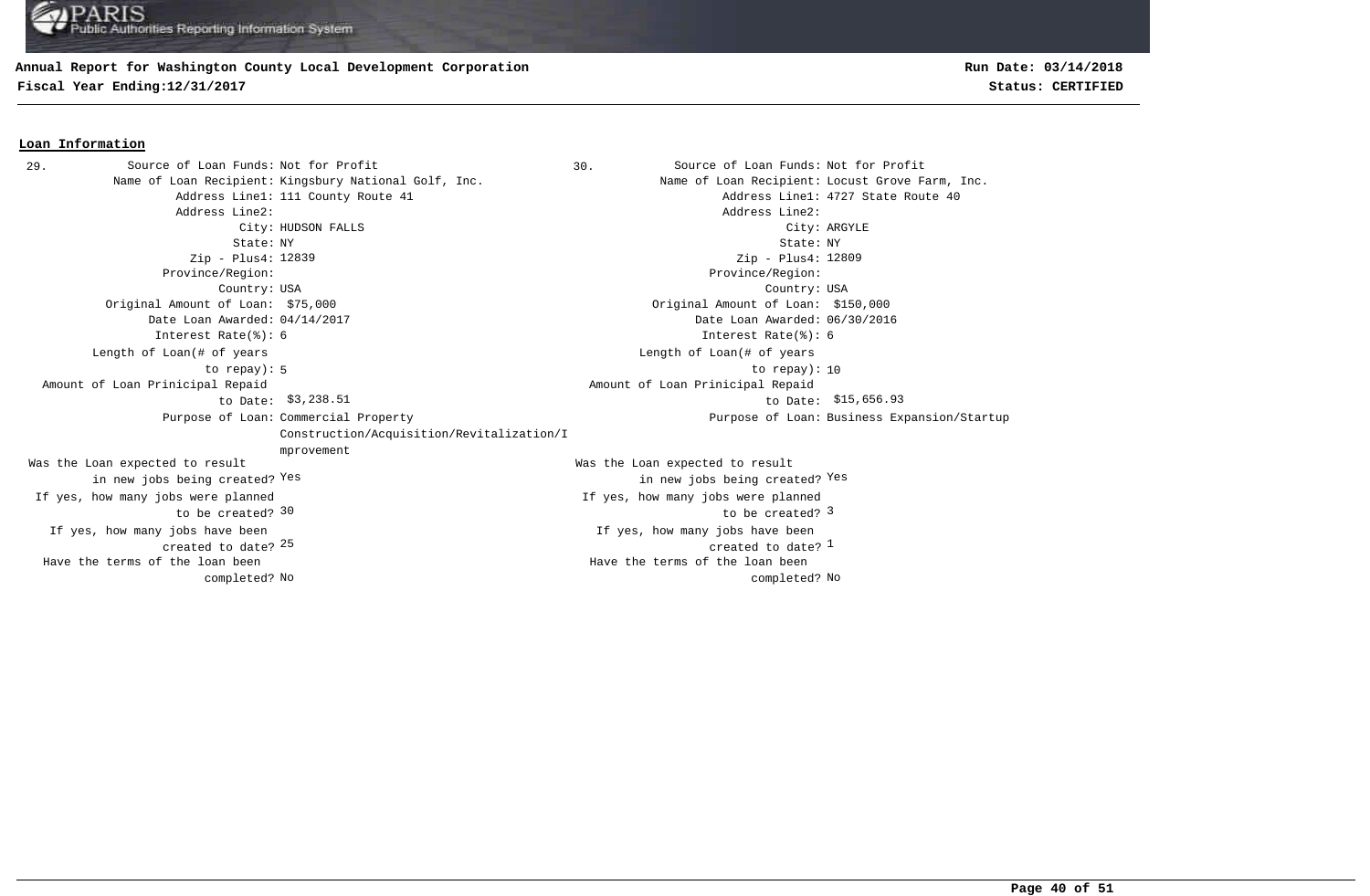**Annual Report for Washington County Local Development Corporation**
**Fiscal Year Ending:12/31/2017**

**Run Date: 03/14/2018**
**Status: CERTIFIED**

## Loan Information

**29.**

| Field | Value |
|---|---|
| Source of Loan Funds: | Not for Profit |
| Name of Loan Recipient: | Kingsbury National Golf, Inc. |
| Address Line1: | 111 County Route 41 |
| Address Line2: | |
| City: | HUDSON FALLS |
| State: | NY |
| Zip - Plus4: | 12839 |
| Province/Region: | |
| Country: | USA |
| Original Amount of Loan: | $75,000 |
| Date Loan Awarded: | 04/14/2017 |
| Interest Rate(%): | 6 |
| Length of Loan(# of years to repay): | 5 |
| Amount of Loan Prinicipal Repaid to Date: | $3,238.51 |
| Purpose of Loan: | Commercial Property Construction/Acquisition/Revitalization/Improvement |
| Was the Loan expected to result in new jobs being created? | Yes |
| If yes, how many jobs were planned to be created? | 30 |
| If yes, how many jobs have been created to date? | 25 |
| Have the terms of the loan been completed? | No |

**30.**

| Field | Value |
|---|---|
| Source of Loan Funds: | Not for Profit |
| Name of Loan Recipient: | Locust Grove Farm, Inc. |
| Address Line1: | 4727 State Route 40 |
| Address Line2: | |
| City: | ARGYLE |
| State: | NY |
| Zip - Plus4: | 12809 |
| Province/Region: | |
| Country: | USA |
| Original Amount of Loan: | $150,000 |
| Date Loan Awarded: | 06/30/2016 |
| Interest Rate(%): | 6 |
| Length of Loan(# of years to repay): | 10 |
| Amount of Loan Prinicipal Repaid to Date: | $15,656.93 |
| Purpose of Loan: | Business Expansion/Startup |
| Was the Loan expected to result in new jobs being created? | Yes |
| If yes, how many jobs were planned to be created? | 3 |
| If yes, how many jobs have been created to date? | 1 |
| Have the terms of the loan been completed? | No |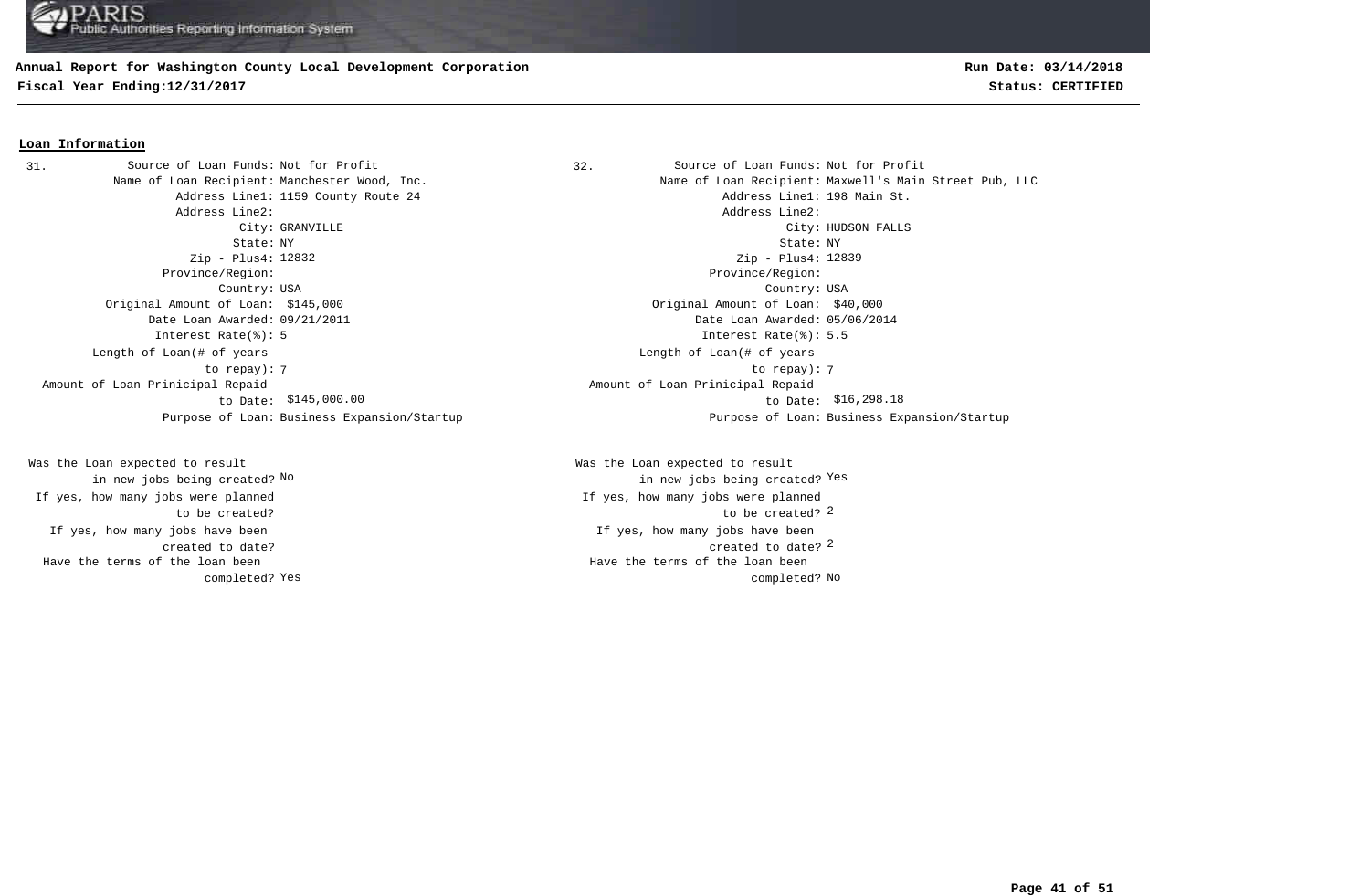**Annual Report for Washington County Local Development Corporation**
**Fiscal Year Ending:12/31/2017**

**Run Date: 03/14/2018**
**Status: CERTIFIED**

## Loan Information

**31.**

| Field | Value |
|---|---|
| Source of Loan Funds: | Not for Profit |
| Name of Loan Recipient: | Manchester Wood, Inc. |
| Address Line1: | 1159 County Route 24 |
| Address Line2: | |
| City: | GRANVILLE |
| State: | NY |
| Zip - Plus4: | 12832 |
| Province/Region: | |
| Country: | USA |
| Original Amount of Loan: | $145,000 |
| Date Loan Awarded: | 09/21/2011 |
| Interest Rate(%): | 5 |
| Length of Loan(# of years to repay): | 7 |
| Amount of Loan Prinicipal Repaid to Date: | $145,000.00 |
| Purpose of Loan: | Business Expansion/Startup |
| Was the Loan expected to result in new jobs being created? | No |
| If yes, how many jobs were planned to be created? | |
| If yes, how many jobs have been created to date? | |
| Have the terms of the loan been completed? | Yes |

**32.**

| Field | Value |
|---|---|
| Source of Loan Funds: | Not for Profit |
| Name of Loan Recipient: | Maxwell's Main Street Pub, LLC |
| Address Line1: | 198 Main St. |
| Address Line2: | |
| City: | HUDSON FALLS |
| State: | NY |
| Zip - Plus4: | 12839 |
| Province/Region: | |
| Country: | USA |
| Original Amount of Loan: | $40,000 |
| Date Loan Awarded: | 05/06/2014 |
| Interest Rate(%): | 5.5 |
| Length of Loan(# of years to repay): | 7 |
| Amount of Loan Prinicipal Repaid to Date: | $16,298.18 |
| Purpose of Loan: | Business Expansion/Startup |
| Was the Loan expected to result in new jobs being created? | Yes |
| If yes, how many jobs were planned to be created? | 2 |
| If yes, how many jobs have been created to date? | 2 |
| Have the terms of the loan been completed? | No |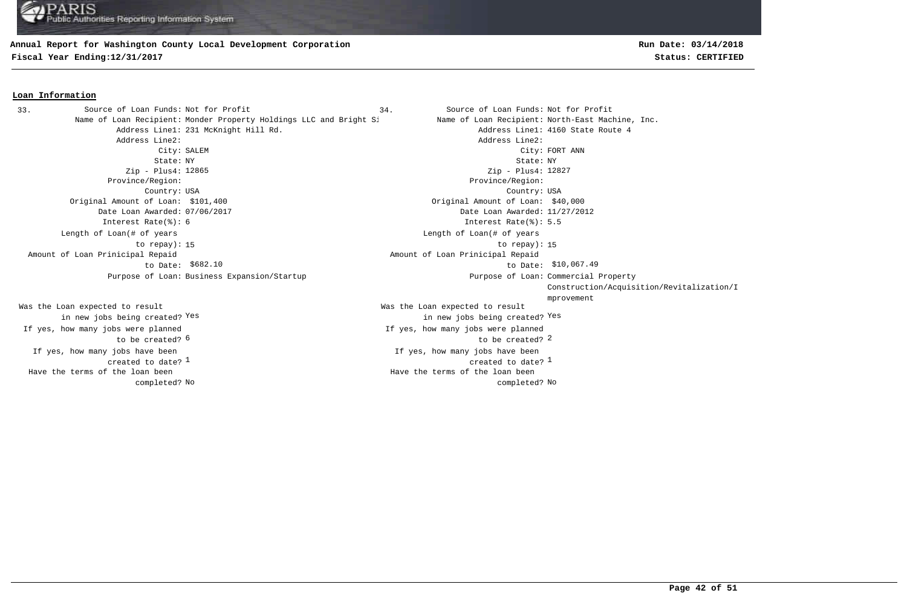## Loan Information

**33.**

- Source of Loan Funds: Not for Profit
- Name of Loan Recipient: Monder Property Holdings LLC and Bright Si
- Address Line1: 231 McKnight Hill Rd.
- Address Line2:
- City: SALEM
- State: NY
- Zip - Plus4: 12865
- Province/Region:
- Country: USA
- Original Amount of Loan: $101,400
- Date Loan Awarded: 07/06/2017
- Interest Rate(%): 6
- Length of Loan(# of years to repay): 15
- Amount of Loan Prinicipal Repaid to Date: $682.10
- Purpose of Loan: Business Expansion/Startup
- Was the Loan expected to result in new jobs being created? Yes
- If yes, how many jobs were planned to be created? 6
- If yes, how many jobs have been created to date? 1
- Have the terms of the loan been completed? No

**34.**

- Source of Loan Funds: Not for Profit
- Name of Loan Recipient: North-East Machine, Inc.
- Address Line1: 4160 State Route 4
- Address Line2:
- City: FORT ANN
- State: NY
- Zip - Plus4: 12827
- Province/Region:
- Country: USA
- Original Amount of Loan: $40,000
- Date Loan Awarded: 11/27/2012
- Interest Rate(%): 5.5
- Length of Loan(# of years to repay): 15
- Amount of Loan Prinicipal Repaid to Date: $10,067.49
- Purpose of Loan: Commercial Property Construction/Acquisition/Revitalization/Improvement
- Was the Loan expected to result in new jobs being created? Yes
- If yes, how many jobs were planned to be created? 2
- If yes, how many jobs have been created to date? 1
- Have the terms of the loan been completed? No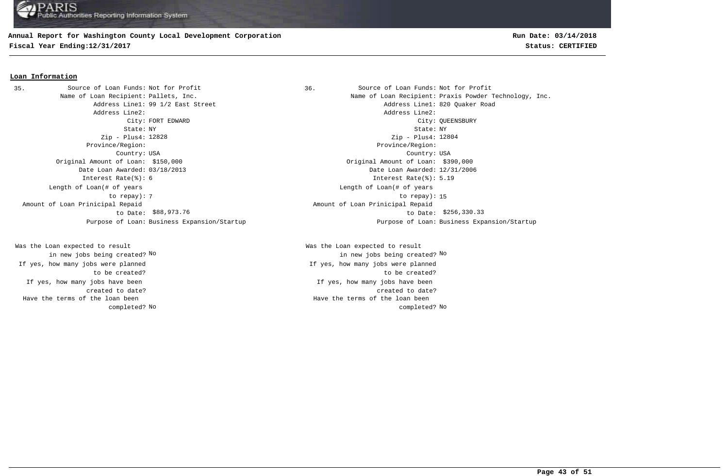**Annual Report for Washington County Local Development Corporation**
**Fiscal Year Ending:12/31/2017**

**Run Date: 03/14/2018**
**Status: CERTIFIED**

## Loan Information

**35.**

| Field | Value |
|---|---|
| Source of Loan Funds: | Not for Profit |
| Name of Loan Recipient: | Pallets, Inc. |
| Address Line1: | 99 1/2 East Street |
| Address Line2: | |
| City: | FORT EDWARD |
| State: | NY |
| Zip - Plus4: | 12828 |
| Province/Region: | |
| Country: | USA |
| Original Amount of Loan: | $150,000 |
| Date Loan Awarded: | 03/18/2013 |
| Interest Rate(%): | 6 |
| Length of Loan(# of years to repay): | 7 |
| Amount of Loan Prinicipal Repaid to Date: | $88,973.76 |
| Purpose of Loan: | Business Expansion/Startup |
| Was the Loan expected to result in new jobs being created? | No |
| If yes, how many jobs were planned to be created? | |
| If yes, how many jobs have been created to date? | |
| Have the terms of the loan been completed? | No |

**36.**

| Field | Value |
|---|---|
| Source of Loan Funds: | Not for Profit |
| Name of Loan Recipient: | Praxis Powder Technology, Inc. |
| Address Line1: | 820 Quaker Road |
| Address Line2: | |
| City: | QUEENSBURY |
| State: | NY |
| Zip - Plus4: | 12804 |
| Province/Region: | |
| Country: | USA |
| Original Amount of Loan: | $390,000 |
| Date Loan Awarded: | 12/31/2006 |
| Interest Rate(%): | 5.19 |
| Length of Loan(# of years to repay): | 15 |
| Amount of Loan Prinicipal Repaid to Date: | $256,330.33 |
| Purpose of Loan: | Business Expansion/Startup |
| Was the Loan expected to result in new jobs being created? | No |
| If yes, how many jobs were planned to be created? | |
| If yes, how many jobs have been created to date? | |
| Have the terms of the loan been completed? | No |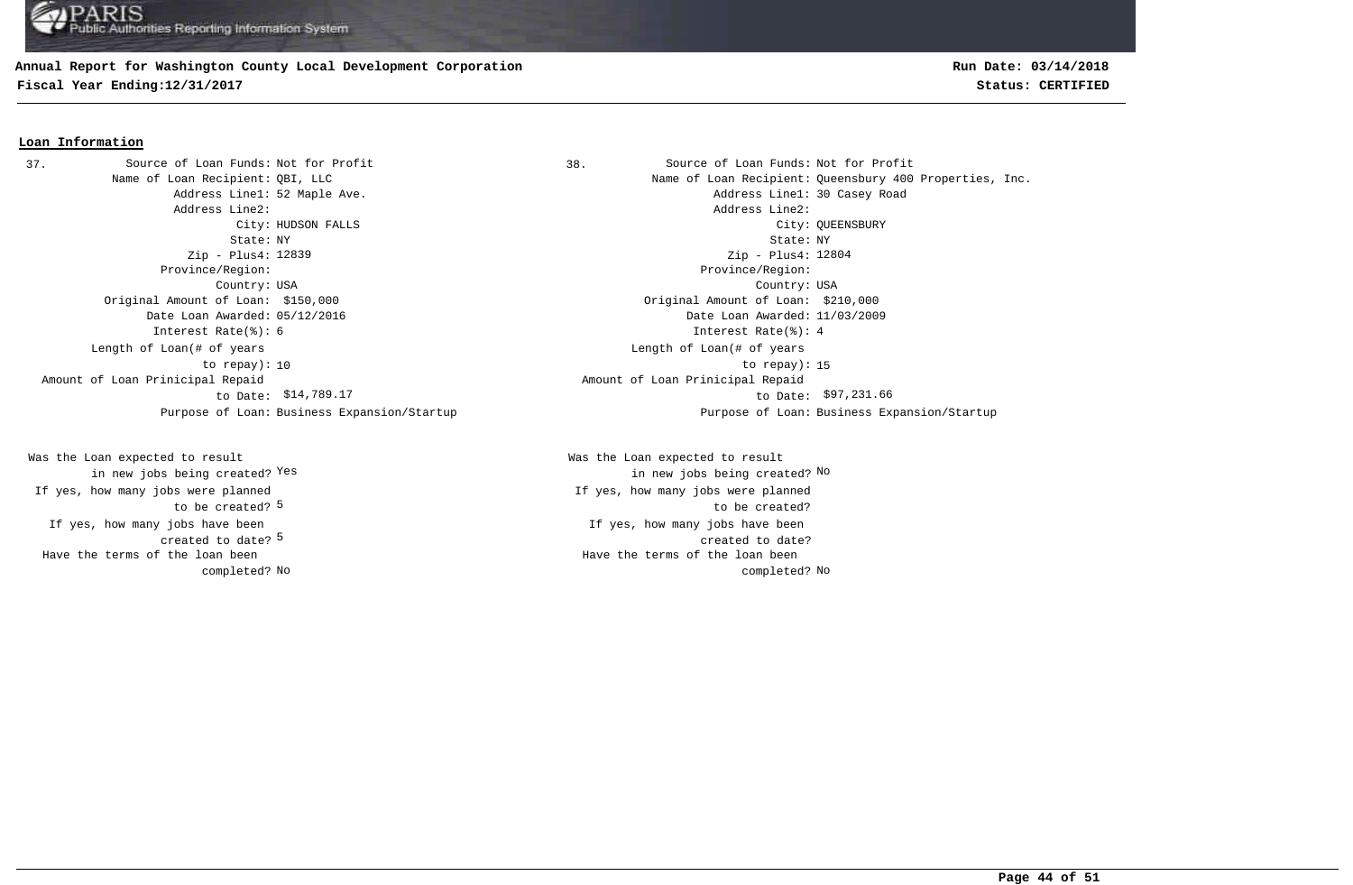## Loan Information

**37.**

| Field | Value |
|---|---|
| Source of Loan Funds | Not for Profit |
| Name of Loan Recipient | QBI, LLC |
| Address Line1 | 52 Maple Ave. |
| Address Line2 | |
| City | HUDSON FALLS |
| State | NY |
| Zip - Plus4 | 12839 |
| Province/Region | |
| Country | USA |
| Original Amount of Loan | $150,000 |
| Date Loan Awarded | 05/12/2016 |
| Interest Rate(%) | 6 |
| Length of Loan(# of years to repay) | 10 |
| Amount of Loan Prinicipal Repaid to Date | $14,789.17 |
| Purpose of Loan | Business Expansion/Startup |
| Was the Loan expected to result in new jobs being created? | Yes |
| If yes, how many jobs were planned to be created? | 5 |
| If yes, how many jobs have been created to date? | 5 |
| Have the terms of the loan been completed? | No |

**38.**

| Field | Value |
|---|---|
| Source of Loan Funds | Not for Profit |
| Name of Loan Recipient | Queensbury 400 Properties, Inc. |
| Address Line1 | 30 Casey Road |
| Address Line2 | |
| City | QUEENSBURY |
| State | NY |
| Zip - Plus4 | 12804 |
| Province/Region | |
| Country | USA |
| Original Amount of Loan | $210,000 |
| Date Loan Awarded | 11/03/2009 |
| Interest Rate(%) | 4 |
| Length of Loan(# of years to repay) | 15 |
| Amount of Loan Prinicipal Repaid to Date | $97,231.66 |
| Purpose of Loan | Business Expansion/Startup |
| Was the Loan expected to result in new jobs being created? | No |
| If yes, how many jobs were planned to be created? | |
| If yes, how many jobs have been created to date? | |
| Have the terms of the loan been completed? | No |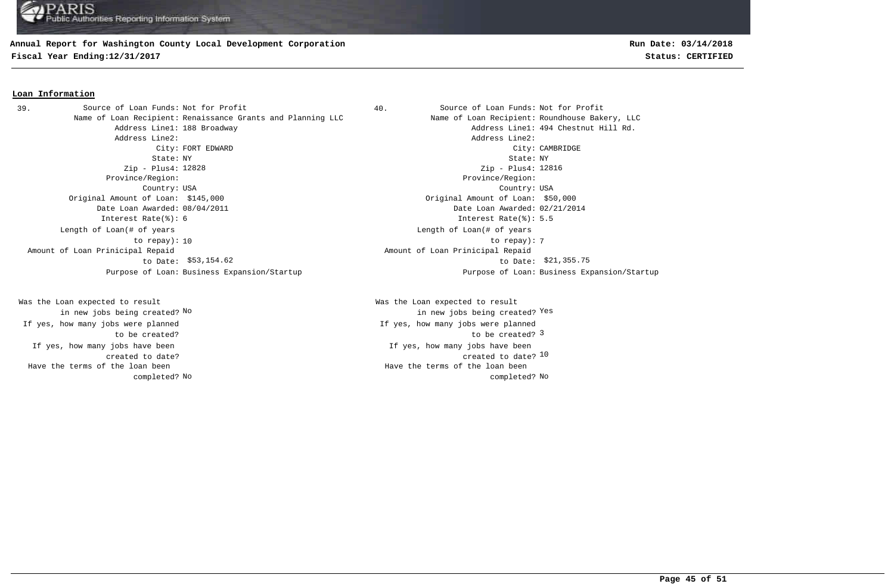**Annual Report for Washington County Local Development Corporation**
**Fiscal Year Ending:12/31/2017**

**Run Date: 03/14/2018**
**Status: CERTIFIED**

## Loan Information

**39.**

| Field | Value |
| --- | --- |
| Source of Loan Funds: | Not for Profit |
| Name of Loan Recipient: | Renaissance Grants and Planning LLC |
| Address Line1: | 188 Broadway |
| Address Line2: | |
| City: | FORT EDWARD |
| State: | NY |
| Zip - Plus4: | 12828 |
| Province/Region: | |
| Country: | USA |
| Original Amount of Loan: | $145,000 |
| Date Loan Awarded: | 08/04/2011 |
| Interest Rate(%): | 6 |
| Length of Loan(# of years to repay): | 10 |
| Amount of Loan Prinicipal Repaid to Date: | $53,154.62 |
| Purpose of Loan: | Business Expansion/Startup |
| Was the Loan expected to result in new jobs being created? | No |
| If yes, how many jobs were planned to be created? | |
| If yes, how many jobs have been created to date? | |
| Have the terms of the loan been completed? | No |

**40.**

| Field | Value |
| --- | --- |
| Source of Loan Funds: | Not for Profit |
| Name of Loan Recipient: | Roundhouse Bakery, LLC |
| Address Line1: | 494 Chestnut Hill Rd. |
| Address Line2: | |
| City: | CAMBRIDGE |
| State: | NY |
| Zip - Plus4: | 12816 |
| Province/Region: | |
| Country: | USA |
| Original Amount of Loan: | $50,000 |
| Date Loan Awarded: | 02/21/2014 |
| Interest Rate(%): | 5.5 |
| Length of Loan(# of years to repay): | 7 |
| Amount of Loan Prinicipal Repaid to Date: | $21,355.75 |
| Purpose of Loan: | Business Expansion/Startup |
| Was the Loan expected to result in new jobs being created? | Yes |
| If yes, how many jobs were planned to be created? | 3 |
| If yes, how many jobs have been created to date? | 10 |
| Have the terms of the loan been completed? | No |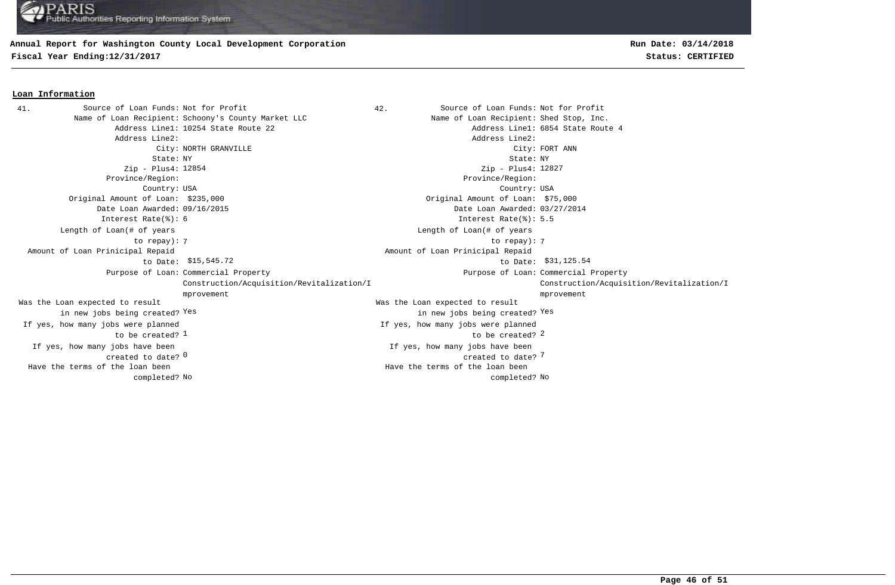## Loan Information

**41.**

- Source of Loan Funds: Not for Profit
- Name of Loan Recipient: Schoony's County Market LLC
- Address Line1: 10254 State Route 22
- Address Line2:
- City: NORTH GRANVILLE
- State: NY
- Zip - Plus4: 12854
- Province/Region:
- Country: USA
- Original Amount of Loan: $235,000
- Date Loan Awarded: 09/16/2015
- Interest Rate(%): 6
- Length of Loan(# of years to repay): 7
- Amount of Loan Prinicipal Repaid to Date: $15,545.72
- Purpose of Loan: Commercial Property Construction/Acquisition/Revitalization/Improvement
- Was the Loan expected to result in new jobs being created? Yes
- If yes, how many jobs were planned to be created? 1
- If yes, how many jobs have been created to date? 0
- Have the terms of the loan been completed? No

**42.**

- Source of Loan Funds: Not for Profit
- Name of Loan Recipient: Shed Stop, Inc.
- Address Line1: 6854 State Route 4
- Address Line2:
- City: FORT ANN
- State: NY
- Zip - Plus4: 12827
- Province/Region:
- Country: USA
- Original Amount of Loan: $75,000
- Date Loan Awarded: 03/27/2014
- Interest Rate(%): 5.5
- Length of Loan(# of years to repay): 7
- Amount of Loan Prinicipal Repaid to Date: $31,125.54
- Purpose of Loan: Commercial Property Construction/Acquisition/Revitalization/Improvement
- Was the Loan expected to result in new jobs being created? Yes
- If yes, how many jobs were planned to be created? 2
- If yes, how many jobs have been created to date? 7
- Have the terms of the loan been completed? No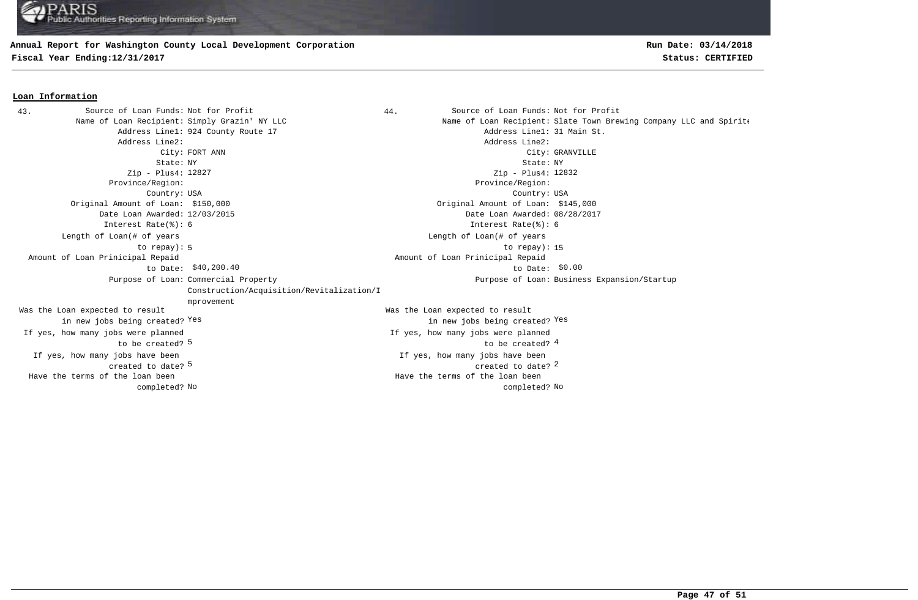# Annual Report for Washington County Local Development Corporation

**Fiscal Year Ending:12/31/2017**

**Run Date: 03/14/2018**

**Status: CERTIFIED**

## Loan Information

**43.**

| Field | Value |
|---|---|
| Source of Loan Funds: | Not for Profit |
| Name of Loan Recipient: | Simply Grazin' NY LLC |
| Address Line1: | 924 County Route 17 |
| Address Line2: | |
| City: | FORT ANN |
| State: | NY |
| Zip - Plus4: | 12827 |
| Province/Region: | |
| Country: | USA |
| Original Amount of Loan: | $150,000 |
| Date Loan Awarded: | 12/03/2015 |
| Interest Rate(%): | 6 |
| Length of Loan(# of years to repay): | 5 |
| Amount of Loan Prinicipal Repaid to Date: | $40,200.40 |
| Purpose of Loan: | Commercial Property Construction/Acquisition/Revitalization/Improvement |
| Was the Loan expected to result in new jobs being created? | Yes |
| If yes, how many jobs were planned to be created? | 5 |
| If yes, how many jobs have been created to date? | 5 |
| Have the terms of the loan been completed? | No |

**44.**

| Field | Value |
|---|---|
| Source of Loan Funds: | Not for Profit |
| Name of Loan Recipient: | Slate Town Brewing Company LLC and Spirite |
| Address Line1: | 31 Main St. |
| Address Line2: | |
| City: | GRANVILLE |
| State: | NY |
| Zip - Plus4: | 12832 |
| Province/Region: | |
| Country: | USA |
| Original Amount of Loan: | $145,000 |
| Date Loan Awarded: | 08/28/2017 |
| Interest Rate(%): | 6 |
| Length of Loan(# of years to repay): | 15 |
| Amount of Loan Prinicipal Repaid to Date: | $0.00 |
| Purpose of Loan: | Business Expansion/Startup |
| Was the Loan expected to result in new jobs being created? | Yes |
| If yes, how many jobs were planned to be created? | 4 |
| If yes, how many jobs have been created to date? | 2 |
| Have the terms of the loan been completed? | No |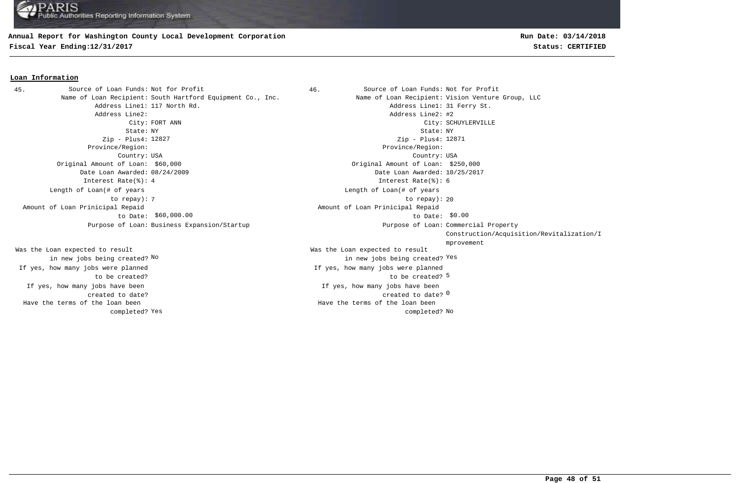## Loan Information

**45.**

Source of Loan Funds: Not for Profit
Name of Loan Recipient: South Hartford Equipment Co., Inc.
Address Line1: 117 North Rd.
Address Line2:
City: FORT ANN
State: NY
Zip - Plus4: 12827
Province/Region:
Country: USA
Original Amount of Loan: $60,000
Date Loan Awarded: 08/24/2009
Interest Rate(%): 4
Length of Loan(# of years to repay): 7
Amount of Loan Prinicipal Repaid to Date: $60,000.00
Purpose of Loan: Business Expansion/Startup

Was the Loan expected to result in new jobs being created? No
If yes, how many jobs were planned to be created?
If yes, how many jobs have been created to date?
Have the terms of the loan been completed? Yes

**46.**

Source of Loan Funds: Not for Profit
Name of Loan Recipient: Vision Venture Group, LLC
Address Line1: 31 Ferry St.
Address Line2: #2
City: SCHUYLERVILLE
State: NY
Zip - Plus4: 12871
Province/Region:
Country: USA
Original Amount of Loan: $250,000
Date Loan Awarded: 10/25/2017
Interest Rate(%): 6
Length of Loan(# of years to repay): 20
Amount of Loan Prinicipal Repaid to Date: $0.00
Purpose of Loan: Commercial Property Construction/Acquisition/Revitalization/Improvement

Was the Loan expected to result in new jobs being created? Yes
If yes, how many jobs were planned to be created? 5
If yes, how many jobs have been created to date? 0
Have the terms of the loan been completed? No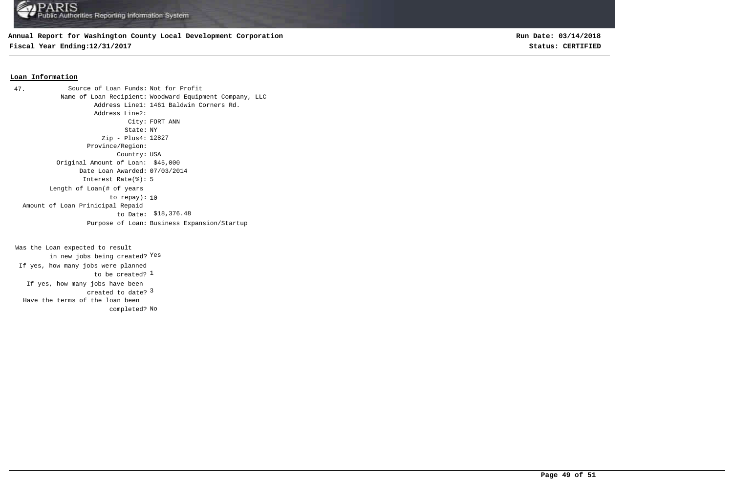**Annual Report for Washington County Local Development Corporation**
**Fiscal Year Ending:12/31/2017**

**Run Date: 03/14/2018**
**Status: CERTIFIED**

## Loan Information

47.

| | |
|---|---|
| Source of Loan Funds: | Not for Profit |
| Name of Loan Recipient: | Woodward Equipment Company, LLC |
| Address Line1: | 1461 Baldwin Corners Rd. |
| Address Line2: | |
| City: | FORT ANN |
| State: | NY |
| Zip - Plus4: | 12827 |
| Province/Region: | |
| Country: | USA |
| Original Amount of Loan: | $45,000 |
| Date Loan Awarded: | 07/03/2014 |
| Interest Rate(%): | 5 |
| Length of Loan(# of years to repay): | 10 |
| Amount of Loan Prinicipal Repaid to Date: | $18,376.48 |
| Purpose of Loan: | Business Expansion/Startup |

| | |
|---|---|
| Was the Loan expected to result in new jobs being created? | Yes |
| If yes, how many jobs were planned to be created? | 1 |
| If yes, how many jobs have been created to date? | 3 |
| Have the terms of the loan been completed? | No |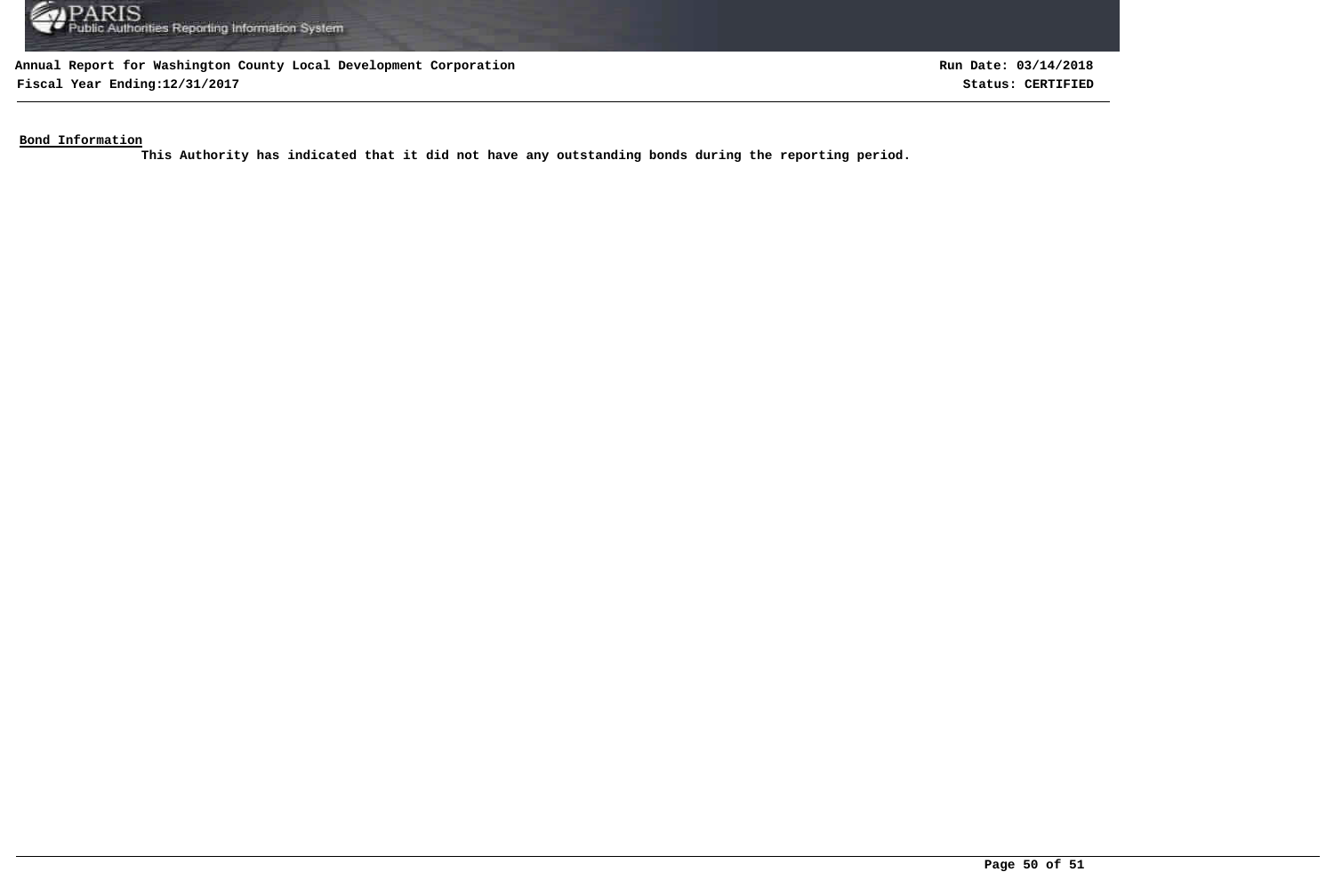**Annual Report for Washington County Local Development Corporation**
**Fiscal Year Ending:12/31/2017**

**Run Date: 03/14/2018**
**Status: CERTIFIED**

**Bond Information**

**This Authority has indicated that it did not have any outstanding bonds during the reporting period.**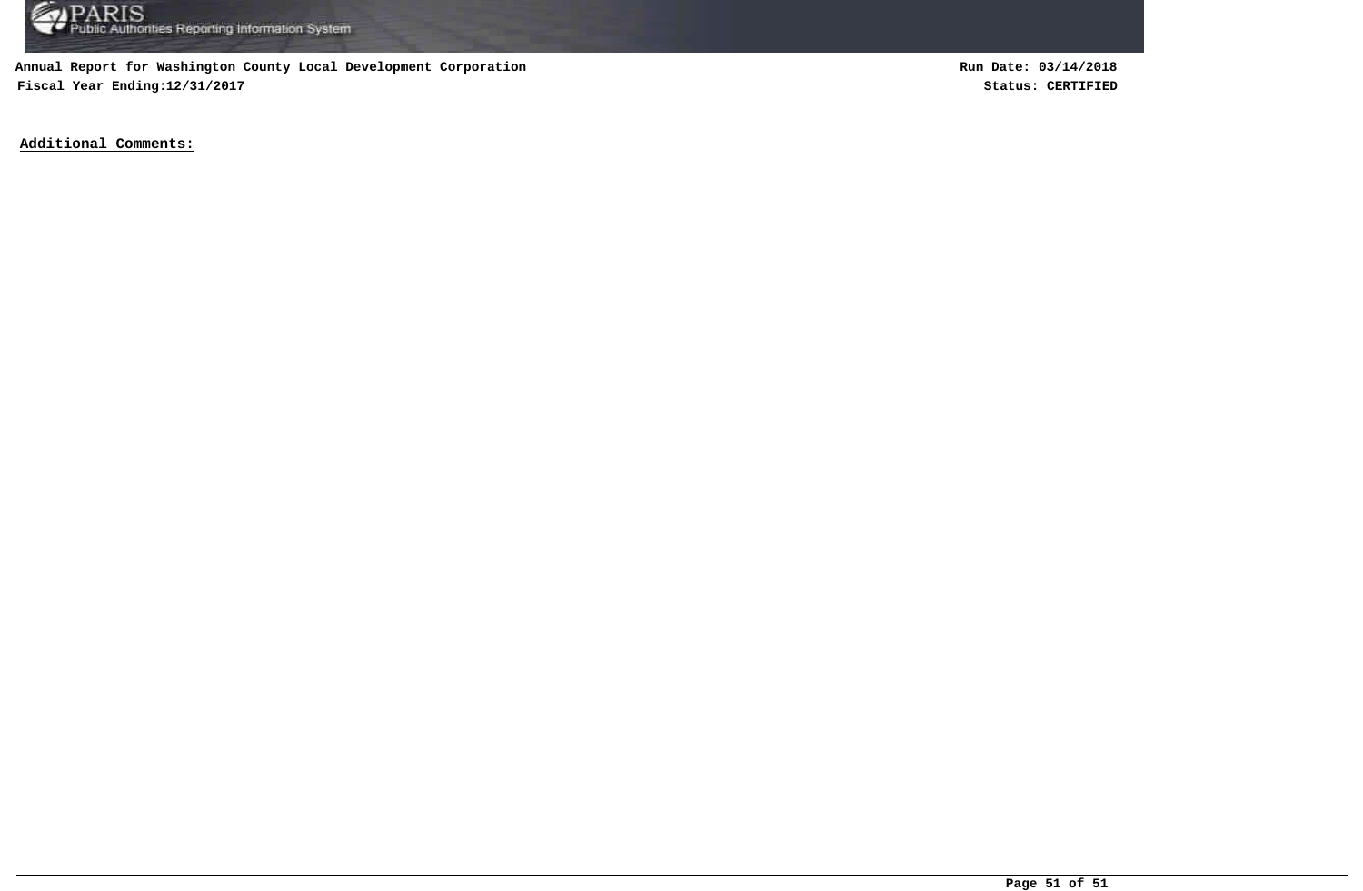**Additional Comments:**